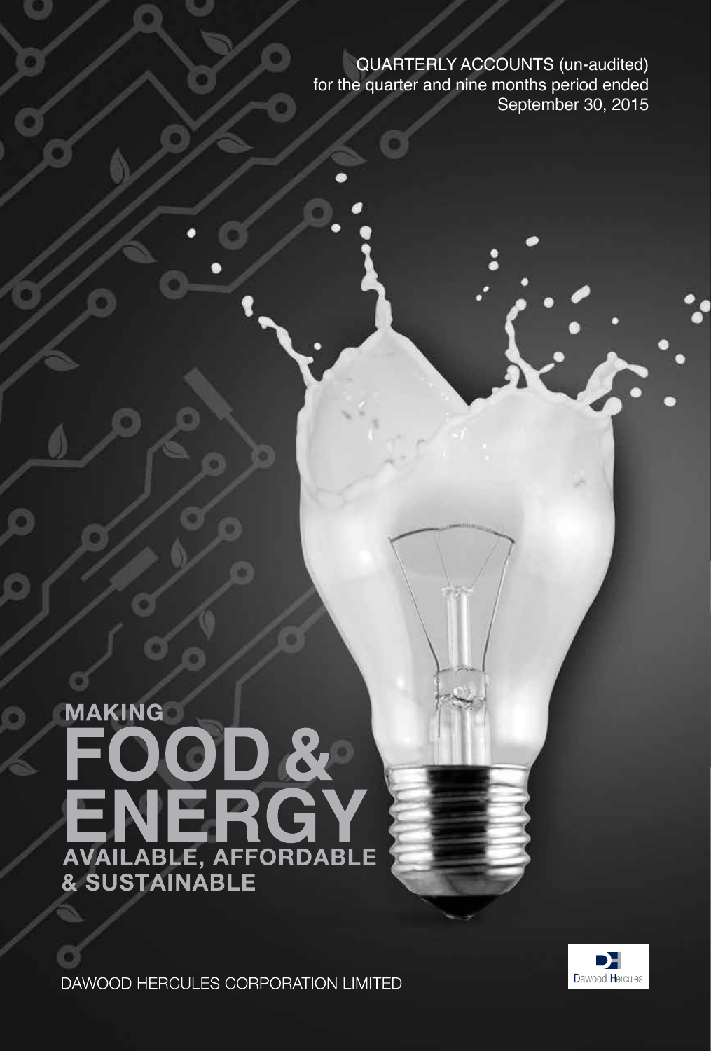QUARTERLY ACCOUNTS (un-audited)
for the quarter and nine months period ended
September 30, 2015

# MAKING FOOD & ENERGY AVAILABLE, AFFORDABLE & SUSTAINABLE

DAWOOD HERCULES CORPORATION LIMITED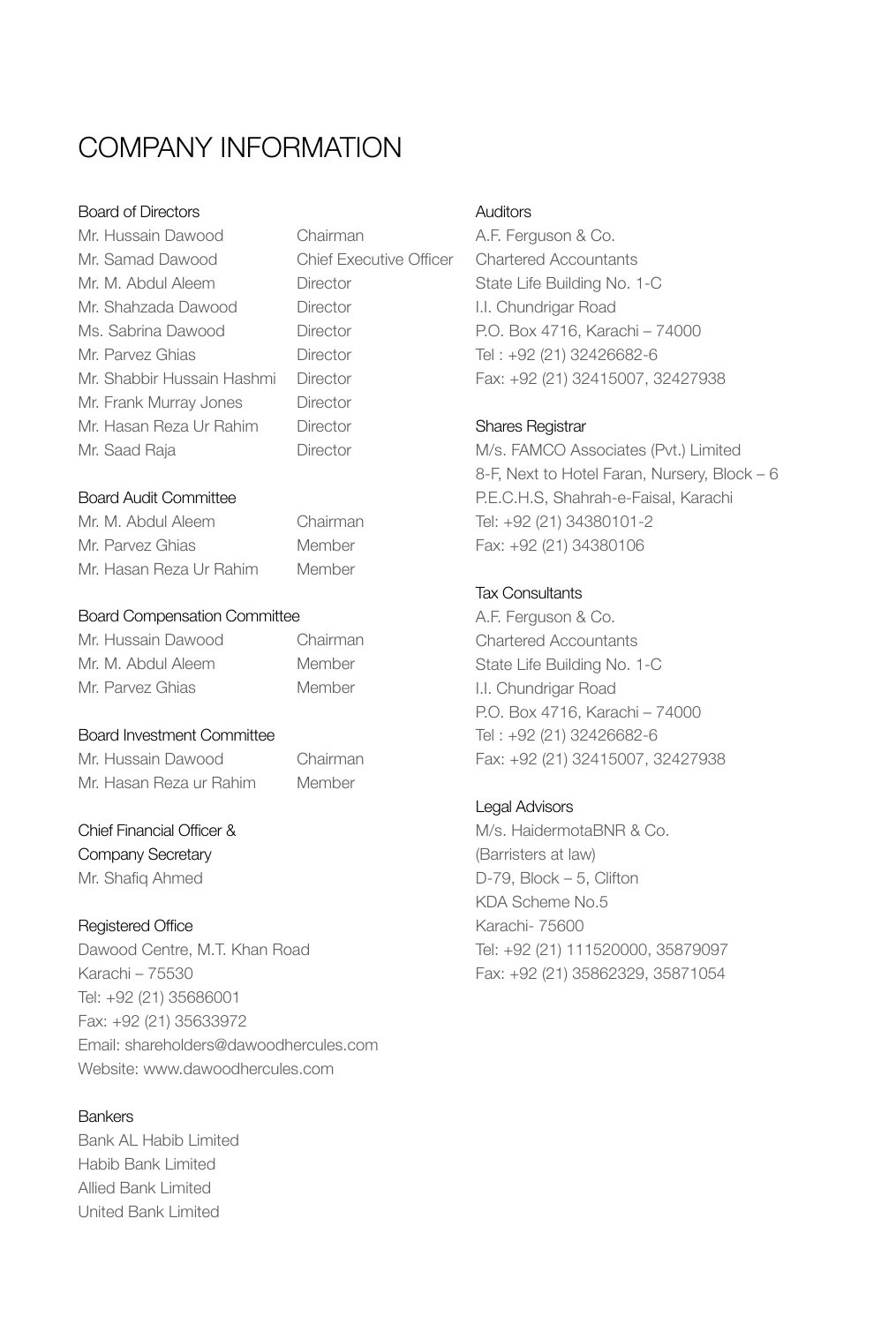# COMPANY INFORMATION

## Board of Directors

| | |
|---|---|
| Mr. Hussain Dawood | Chairman |
| Mr. Samad Dawood | Chief Executive Officer |
| Mr. M. Abdul Aleem | Director |
| Mr. Shahzada Dawood | Director |
| Ms. Sabrina Dawood | Director |
| Mr. Parvez Ghias | Director |
| Mr. Shabbir Hussain Hashmi | Director |
| Mr. Frank Murray Jones | Director |
| Mr. Hasan Reza Ur Rahim | Director |
| Mr. Saad Raja | Director |

## Board Audit Committee

| | |
|---|---|
| Mr. M. Abdul Aleem | Chairman |
| Mr. Parvez Ghias | Member |
| Mr. Hasan Reza Ur Rahim | Member |

## Board Compensation Committee

| | |
|---|---|
| Mr. Hussain Dawood | Chairman |
| Mr. M. Abdul Aleem | Member |
| Mr. Parvez Ghias | Member |

## Board Investment Committee

| | |
|---|---|
| Mr. Hussain Dawood | Chairman |
| Mr. Hasan Reza ur Rahim | Member |

## Chief Financial Officer & Company Secretary

Mr. Shafiq Ahmed

## Registered Office

Dawood Centre, M.T. Khan Road
Karachi – 75530
Tel: +92 (21) 35686001
Fax: +92 (21) 35633972
Email: shareholders@dawoodhercules.com
Website: www.dawoodhercules.com

## Bankers

Bank AL Habib Limited
Habib Bank Limited
Allied Bank Limited
United Bank Limited

## Auditors

A.F. Ferguson & Co.
Chartered Accountants
State Life Building No. 1-C
I.I. Chundrigar Road
P.O. Box 4716, Karachi – 74000
Tel : +92 (21) 32426682-6
Fax: +92 (21) 32415007, 32427938

## Shares Registrar

M/s. FAMCO Associates (Pvt.) Limited
8-F, Next to Hotel Faran, Nursery, Block – 6
P.E.C.H.S, Shahrah-e-Faisal, Karachi
Tel: +92 (21) 34380101-2
Fax: +92 (21) 34380106

## Tax Consultants

A.F. Ferguson & Co.
Chartered Accountants
State Life Building No. 1-C
I.I. Chundrigar Road
P.O. Box 4716, Karachi – 74000
Tel : +92 (21) 32426682-6
Fax: +92 (21) 32415007, 32427938

## Legal Advisors

M/s. HaidermotaBNR & Co.
(Barristers at law)
D-79, Block – 5, Clifton
KDA Scheme No.5
Karachi- 75600
Tel: +92 (21) 111520000, 35879097
Fax: +92 (21) 35862329, 35871054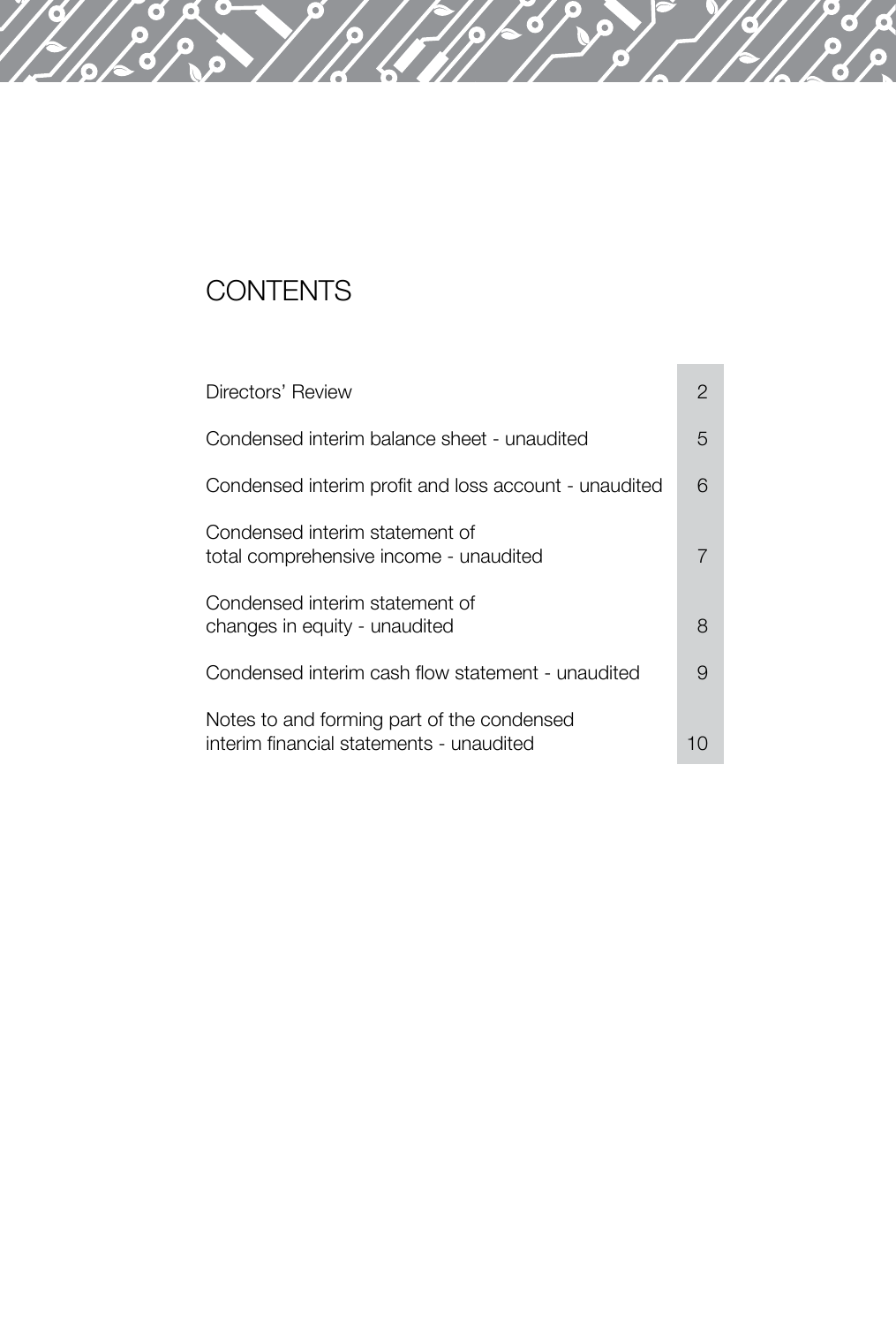# CONTENTS

| | |
|---|---|
| Directors' Review | 2 |
| Condensed interim balance sheet - unaudited | 5 |
| Condensed interim profit and loss account - unaudited | 6 |
| Condensed interim statement of total comprehensive income - unaudited | 7 |
| Condensed interim statement of changes in equity - unaudited | 8 |
| Condensed interim cash flow statement - unaudited | 9 |
| Notes to and forming part of the condensed interim financial statements - unaudited | 10 |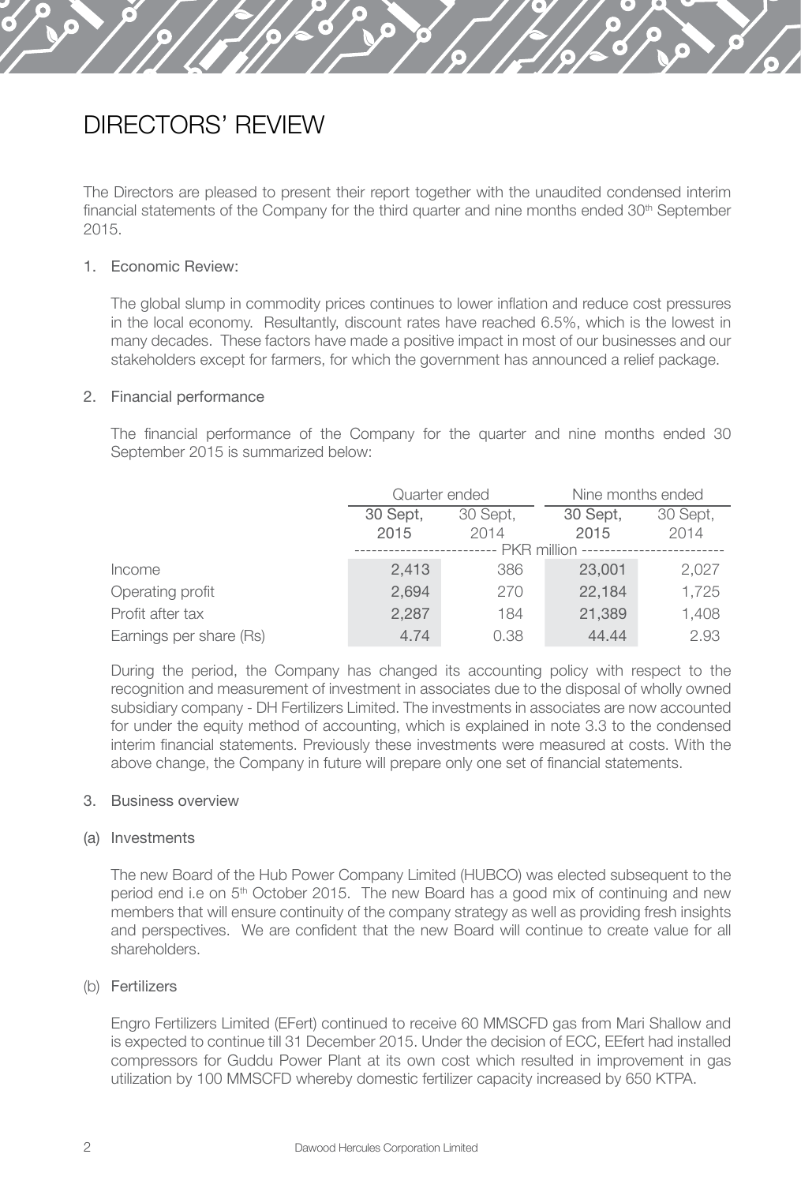# DIRECTORS' REVIEW

The Directors are pleased to present their report together with the unaudited condensed interim financial statements of the Company for the third quarter and nine months ended 30th September 2015.

1. Economic Review:

   The global slump in commodity prices continues to lower inflation and reduce cost pressures in the local economy. Resultantly, discount rates have reached 6.5%, which is the lowest in many decades. These factors have made a positive impact in most of our businesses and our stakeholders except for farmers, for which the government has announced a relief package.

2. Financial performance

   The financial performance of the Company for the quarter and nine months ended 30 September 2015 is summarized below:

| | Quarter ended | | Nine months ended | |
|---|---|---|---|---|
| | 30 Sept, 2015 | 30 Sept, 2014 | 30 Sept, 2015 | 30 Sept, 2014 |
| | PKR million | | | |
| Income | 2,413 | 386 | 23,001 | 2,027 |
| Operating profit | 2,694 | 270 | 22,184 | 1,725 |
| Profit after tax | 2,287 | 184 | 21,389 | 1,408 |
| Earnings per share (Rs) | 4.74 | 0.38 | 44.44 | 2.93 |

   During the period, the Company has changed its accounting policy with respect to the recognition and measurement of investment in associates due to the disposal of wholly owned subsidiary company - DH Fertilizers Limited. The investments in associates are now accounted for under the equity method of accounting, which is explained in note 3.3 to the condensed interim financial statements. Previously these investments were measured at costs. With the above change, the Company in future will prepare only one set of financial statements.

3. Business overview

(a) Investments

   The new Board of the Hub Power Company Limited (HUBCO) was elected subsequent to the period end i.e on 5th October 2015. The new Board has a good mix of continuing and new members that will ensure continuity of the company strategy as well as providing fresh insights and perspectives. We are confident that the new Board will continue to create value for all shareholders.

(b) Fertilizers

   Engro Fertilizers Limited (EFert) continued to receive 60 MMSCFD gas from Mari Shallow and is expected to continue till 31 December 2015. Under the decision of ECC, EEfert had installed compressors for Guddu Power Plant at its own cost which resulted in improvement in gas utilization by 100 MMSCFD whereby domestic fertilizer capacity increased by 650 KTPA.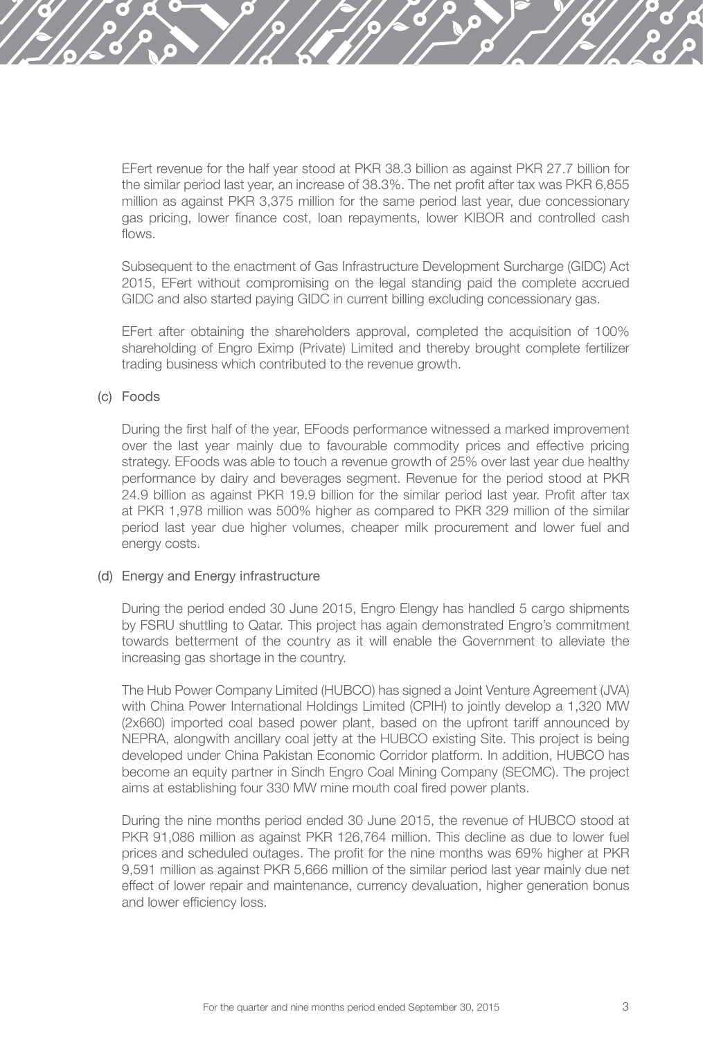EFert revenue for the half year stood at PKR 38.3 billion as against PKR 27.7 billion for the similar period last year, an increase of 38.3%. The net profit after tax was PKR 6,855 million as against PKR 3,375 million for the same period last year, due concessionary gas pricing, lower finance cost, loan repayments, lower KIBOR and controlled cash flows.

Subsequent to the enactment of Gas Infrastructure Development Surcharge (GIDC) Act 2015, EFert without compromising on the legal standing paid the complete accrued GIDC and also started paying GIDC in current billing excluding concessionary gas.

EFert after obtaining the shareholders approval, completed the acquisition of 100% shareholding of Engro Eximp (Private) Limited and thereby brought complete fertilizer trading business which contributed to the revenue growth.

(c) Foods

During the first half of the year, EFoods performance witnessed a marked improvement over the last year mainly due to favourable commodity prices and effective pricing strategy. EFoods was able to touch a revenue growth of 25% over last year due healthy performance by dairy and beverages segment. Revenue for the period stood at PKR 24.9 billion as against PKR 19.9 billion for the similar period last year. Profit after tax at PKR 1,978 million was 500% higher as compared to PKR 329 million of the similar period last year due higher volumes, cheaper milk procurement and lower fuel and energy costs.

(d) Energy and Energy infrastructure

During the period ended 30 June 2015, Engro Elengy has handled 5 cargo shipments by FSRU shuttling to Qatar. This project has again demonstrated Engro's commitment towards betterment of the country as it will enable the Government to alleviate the increasing gas shortage in the country.

The Hub Power Company Limited (HUBCO) has signed a Joint Venture Agreement (JVA) with China Power International Holdings Limited (CPIH) to jointly develop a 1,320 MW (2x660) imported coal based power plant, based on the upfront tariff announced by NEPRA, alongwith ancillary coal jetty at the HUBCO existing Site. This project is being developed under China Pakistan Economic Corridor platform. In addition, HUBCO has become an equity partner in Sindh Engro Coal Mining Company (SECMC). The project aims at establishing four 330 MW mine mouth coal fired power plants.

During the nine months period ended 30 June 2015, the revenue of HUBCO stood at PKR 91,086 million as against PKR 126,764 million. This decline as due to lower fuel prices and scheduled outages. The profit for the nine months was 69% higher at PKR 9,591 million as against PKR 5,666 million of the similar period last year mainly due net effect of lower repair and maintenance, currency devaluation, higher generation bonus and lower efficiency loss.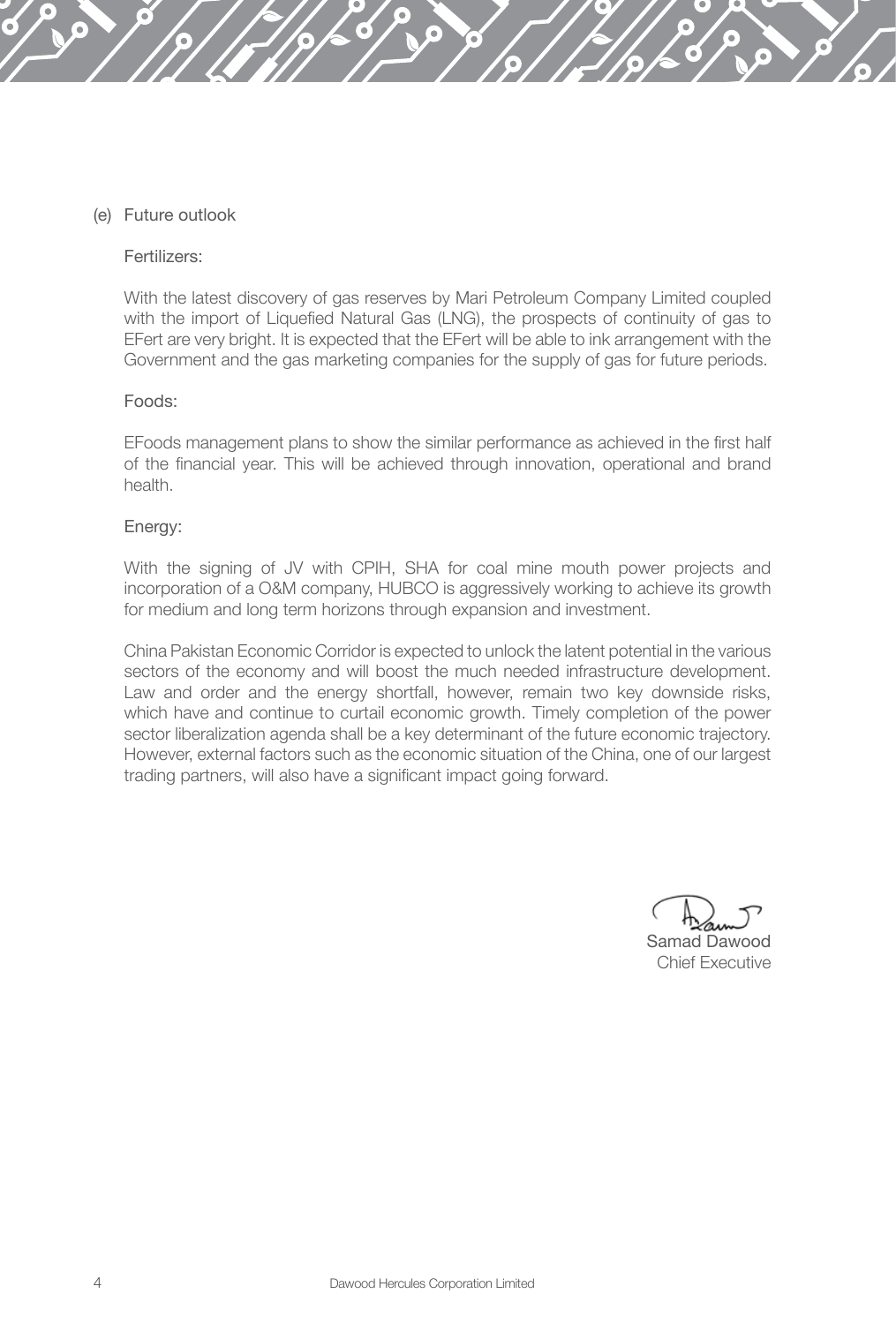(e) Future outlook

Fertilizers:

With the latest discovery of gas reserves by Mari Petroleum Company Limited coupled with the import of Liquefied Natural Gas (LNG), the prospects of continuity of gas to EFert are very bright. It is expected that the EFert will be able to ink arrangement with the Government and the gas marketing companies for the supply of gas for future periods.

Foods:

EFoods management plans to show the similar performance as achieved in the first half of the financial year. This will be achieved through innovation, operational and brand health.

Energy:

With the signing of JV with CPIH, SHA for coal mine mouth power projects and incorporation of a O&M company, HUBCO is aggressively working to achieve its growth for medium and long term horizons through expansion and investment.

China Pakistan Economic Corridor is expected to unlock the latent potential in the various sectors of the economy and will boost the much needed infrastructure development. Law and order and the energy shortfall, however, remain two key downside risks, which have and continue to curtail economic growth. Timely completion of the power sector liberalization agenda shall be a key determinant of the future economic trajectory. However, external factors such as the economic situation of the China, one of our largest trading partners, will also have a significant impact going forward.

Samad Dawood
Chief Executive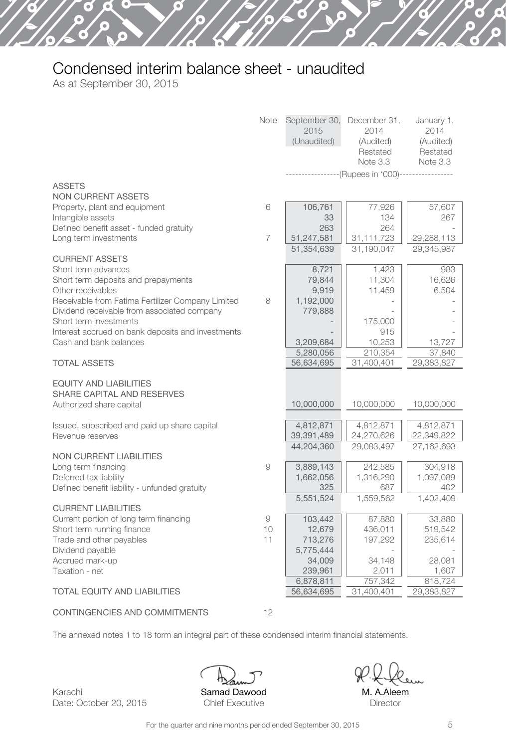# Condensed interim balance sheet - unaudited

As at September 30, 2015

| | Note | September 30, 2015 (Unaudited) | December 31, 2014 (Audited) Restated Note 3.3 | January 1, 2014 (Audited) Restated Note 3.3 |
|---|---|---|---|---|
| | | -----------------(Rupees in '000)----------------- | | |
| **ASSETS** | | | | |
| **NON CURRENT ASSETS** | | | | |
| Property, plant and equipment | 6 | 106,761 | 77,926 | 57,607 |
| Intangible assets | | 33 | 134 | 267 |
| Defined benefit asset - funded gratuity | | 263 | 264 | - |
| Long term investments | 7 | 51,247,581 | 31,111,723 | 29,288,113 |
| | | 51,354,639 | 31,190,047 | 29,345,987 |
| **CURRENT ASSETS** | | | | |
| Short term advances | | 8,721 | 1,423 | 983 |
| Short term deposits and prepayments | | 79,844 | 11,304 | 16,626 |
| Other receivables | | 9,919 | 11,459 | 6,504 |
| Receivable from Fatima Fertilizer Company Limited | 8 | 1,192,000 | - | - |
| Dividend receivable from associated company | | 779,888 | - | - |
| Short term investments | | - | 175,000 | - |
| Interest accrued on bank deposits and investments | | - | 915 | - |
| Cash and bank balances | | 3,209,684 | 10,253 | 13,727 |
| | | 5,280,056 | 210,354 | 37,840 |
| **TOTAL ASSETS** | | 56,634,695 | 31,400,401 | 29,383,827 |
| **EQUITY AND LIABILITIES** | | | | |
| **SHARE CAPITAL AND RESERVES** | | | | |
| Authorized share capital | | 10,000,000 | 10,000,000 | 10,000,000 |
| Issued, subscribed and paid up share capital | | 4,812,871 | 4,812,871 | 4,812,871 |
| Revenue reserves | | 39,391,489 | 24,270,626 | 22,349,822 |
| | | 44,204,360 | 29,083,497 | 27,162,693 |
| **NON CURRENT LIABILITIES** | | | | |
| Long term financing | 9 | 3,889,143 | 242,585 | 304,918 |
| Deferred tax liability | | 1,662,056 | 1,316,290 | 1,097,089 |
| Defined benefit liability - unfunded gratuity | | 325 | 687 | 402 |
| | | 5,551,524 | 1,559,562 | 1,402,409 |
| **CURRENT LIABILITIES** | | | | |
| Current portion of long term financing | 9 | 103,442 | 87,880 | 33,880 |
| Short term running finance | 10 | 12,679 | 436,011 | 519,542 |
| Trade and other payables | 11 | 713,276 | 197,292 | 235,614 |
| Dividend payable | | 5,775,444 | - | - |
| Accrued mark-up | | 34,009 | 34,148 | 28,081 |
| Taxation - net | | 239,961 | 2,011 | 1,607 |
| | | 6,878,811 | 757,342 | 818,724 |
| **TOTAL EQUITY AND LIABILITIES** | | 56,634,695 | 31,400,401 | 29,383,827 |
| **CONTINGENCIES AND COMMITMENTS** | 12 | | | |

The annexed notes 1 to 18 form an integral part of these condensed interim financial statements.

Karachi
Date: October 20, 2015

**Samad Dawood**
Chief Executive

**M. A.Aleem**
Director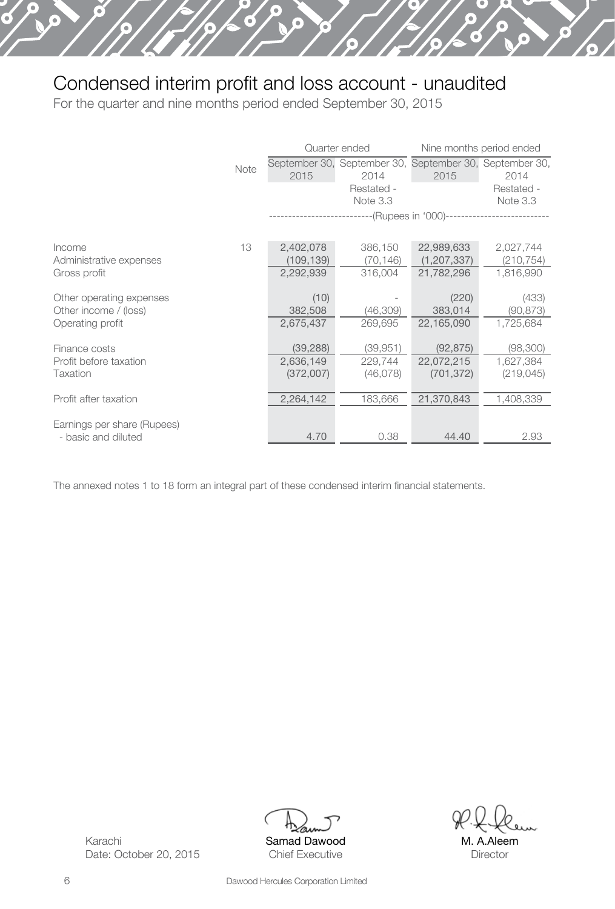# Condensed interim profit and loss account - unaudited

For the quarter and nine months period ended September 30, 2015

| | Note | Quarter ended | | Nine months period ended | |
|---|---|---|---|---|---|
| | | September 30, 2015 | September 30, 2014 Restated - Note 3.3 | September 30, 2015 | September 30, 2014 Restated - Note 3.3 |
| | | ---(Rupees in '000)--- | | | |
| Income | 13 | 2,402,078 | 386,150 | 22,989,633 | 2,027,744 |
| Administrative expenses | | (109,139) | (70,146) | (1,207,337) | (210,754) |
| Gross profit | | 2,292,939 | 316,004 | 21,782,296 | 1,816,990 |
| Other operating expenses | | (10) | - | (220) | (433) |
| Other income / (loss) | | 382,508 | (46,309) | 383,014 | (90,873) |
| Operating profit | | 2,675,437 | 269,695 | 22,165,090 | 1,725,684 |
| Finance costs | | (39,288) | (39,951) | (92,875) | (98,300) |
| Profit before taxation | | 2,636,149 | 229,744 | 22,072,215 | 1,627,384 |
| Taxation | | (372,007) | (46,078) | (701,372) | (219,045) |
| Profit after taxation | | 2,264,142 | 183,666 | 21,370,843 | 1,408,339 |
| Earnings per share (Rupees) - basic and diluted | | 4.70 | 0.38 | 44.40 | 2.93 |

The annexed notes 1 to 18 form an integral part of these condensed interim financial statements.

Karachi
Date: October 20, 2015

Samad Dawood
Chief Executive

M. A.Aleem
Director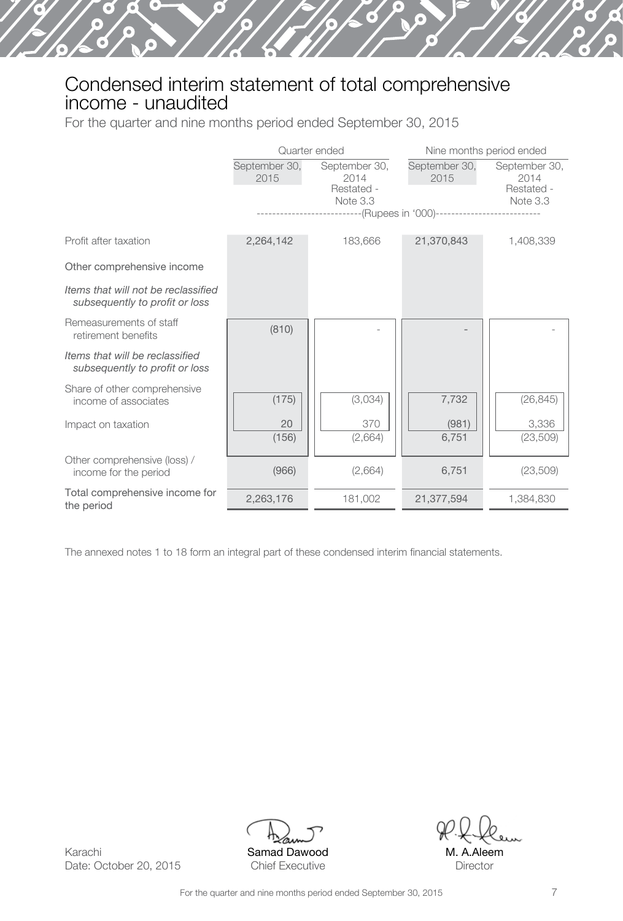# Condensed interim statement of total comprehensive income - unaudited

For the quarter and nine months period ended September 30, 2015

| | Quarter ended | | Nine months period ended | |
|---|---|---|---|---|
| | September 30, 2015 | September 30, 2014 Restated - Note 3.3 | September 30, 2015 | September 30, 2014 Restated - Note 3.3 |
| | (Rupees in '000) | | | |
| Profit after taxation | 2,264,142 | 183,666 | 21,370,843 | 1,408,339 |
| Other comprehensive income | | | | |
| *Items that will not be reclassified subsequently to profit or loss* | | | | |
| Remeasurements of staff retirement benefits | (810) | - | - | - |
| *Items that will be reclassified subsequently to profit or loss* | | | | |
| Share of other comprehensive income of associates | (175) | (3,034) | 7,732 | (26,845) |
| Impact on taxation | 20 | 370 | (981) | 3,336 |
| | (156) | (2,664) | 6,751 | (23,509) |
| Other comprehensive (loss) / income for the period | (966) | (2,664) | 6,751 | (23,509) |
| Total comprehensive income for the period | 2,263,176 | 181,002 | 21,377,594 | 1,384,830 |

The annexed notes 1 to 18 form an integral part of these condensed interim financial statements.

Karachi
Date: October 20, 2015

**Samad Dawood**
Chief Executive

**M. A.Aleem**
Director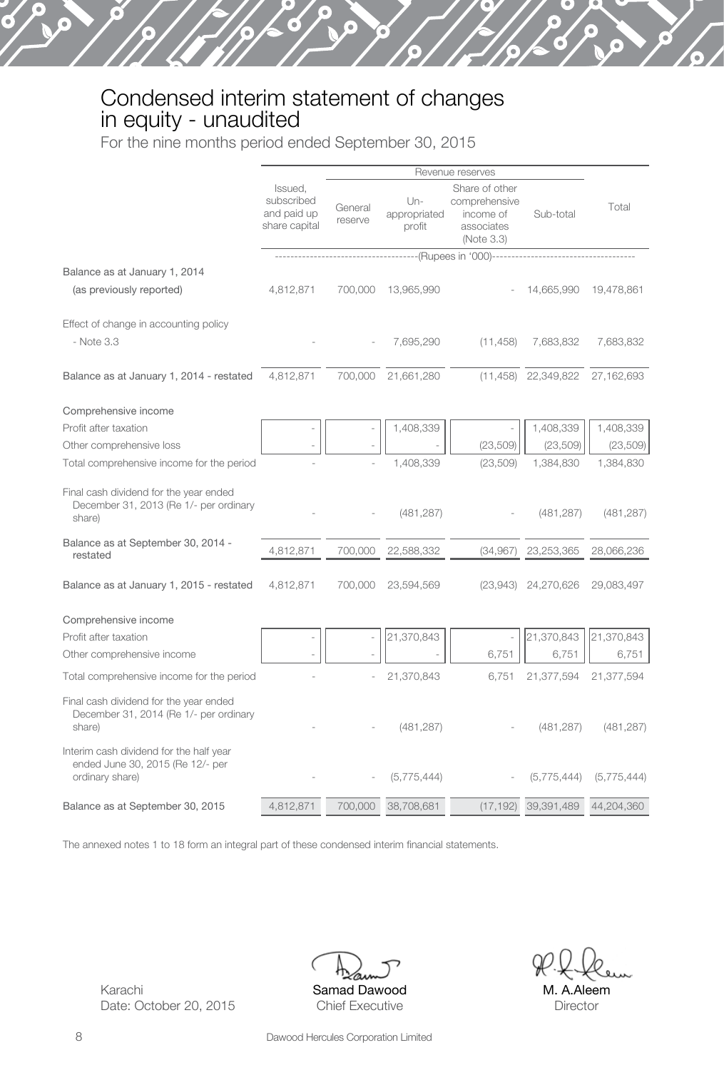# Condensed interim statement of changes in equity - unaudited

For the nine months period ended September 30, 2015

| | Issued, subscribed and paid up share capital | Revenue reserves | | | | Total |
|---|---|---|---|---|---|---|
| | | General reserve | Un-appropriated profit | Share of other comprehensive income of associates (Note 3.3) | Sub-total | |
| | (Rupees in '000) | | | | | |
| Balance as at January 1, 2014 (as previously reported) | 4,812,871 | 700,000 | 13,965,990 | - | 14,665,990 | 19,478,861 |
| Effect of change in accounting policy - Note 3.3 | - | - | 7,695,290 | (11,458) | 7,683,832 | 7,683,832 |
| Balance as at January 1, 2014 - restated | 4,812,871 | 700,000 | 21,661,280 | (11,458) | 22,349,822 | 27,162,693 |
| Comprehensive income | | | | | | |
| Profit after taxation | - | - | 1,408,339 | - | 1,408,339 | 1,408,339 |
| Other comprehensive loss | - | - | - | (23,509) | (23,509) | (23,509) |
| Total comprehensive income for the period | - | - | 1,408,339 | (23,509) | 1,384,830 | 1,384,830 |
| Final cash dividend for the year ended December 31, 2013 (Re 1/- per ordinary share) | - | - | (481,287) | - | (481,287) | (481,287) |
| Balance as at September 30, 2014 - restated | 4,812,871 | 700,000 | 22,588,332 | (34,967) | 23,253,365 | 28,066,236 |
| Balance as at January 1, 2015 - restated | 4,812,871 | 700,000 | 23,594,569 | (23,943) | 24,270,626 | 29,083,497 |
| Comprehensive income | | | | | | |
| Profit after taxation | - | - | 21,370,843 | - | 21,370,843 | 21,370,843 |
| Other comprehensive income | - | - | - | 6,751 | 6,751 | 6,751 |
| Total comprehensive income for the period | - | - | 21,370,843 | 6,751 | 21,377,594 | 21,377,594 |
| Final cash dividend for the year ended December 31, 2014 (Re 1/- per ordinary share) | - | - | (481,287) | - | (481,287) | (481,287) |
| Interim cash dividend for the half year ended June 30, 2015 (Re 12/- per ordinary share) | - | - | (5,775,444) | - | (5,775,444) | (5,775,444) |
| Balance as at September 30, 2015 | 4,812,871 | 700,000 | 38,708,681 | (17,192) | 39,391,489 | 44,204,360 |

The annexed notes 1 to 18 form an integral part of these condensed interim financial statements.

Karachi
Date: October 20, 2015

**Samad Dawood**
Chief Executive

**M. A.Aleem**
Director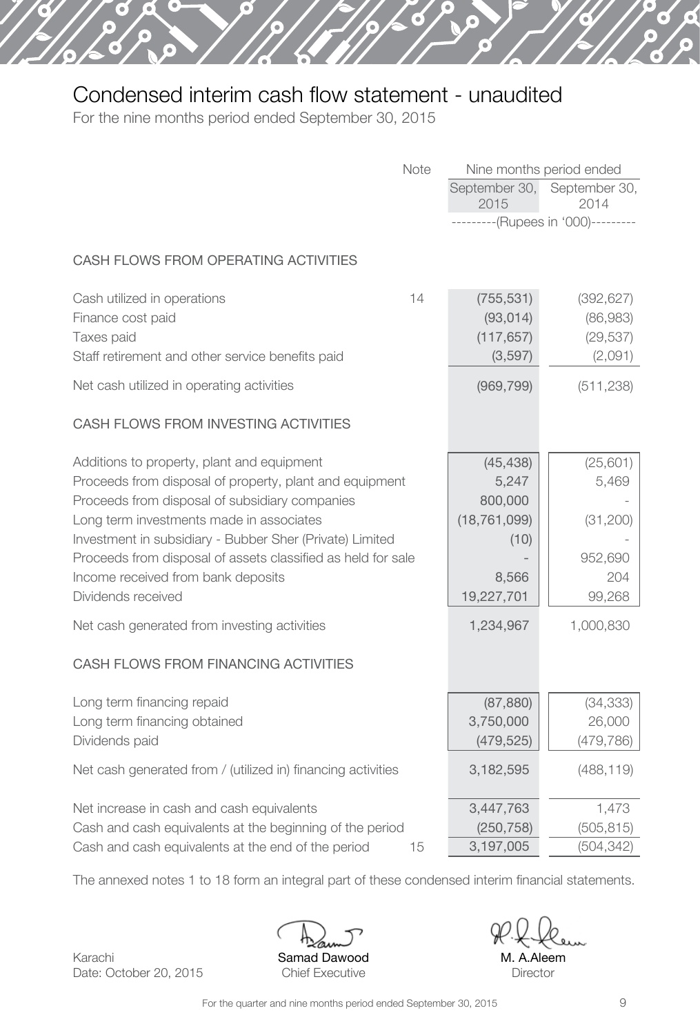# Condensed interim cash flow statement - unaudited

For the nine months period ended September 30, 2015

| | Note | Nine months period ended | |
|---|---|---|---|
| | | September 30, 2015 | September 30, 2014 |
| | | ---------(Rupees in '000)--------- | |
| **CASH FLOWS FROM OPERATING ACTIVITIES** | | | |
| Cash utilized in operations | 14 | (755,531) | (392,627) |
| Finance cost paid | | (93,014) | (86,983) |
| Taxes paid | | (117,657) | (29,537) |
| Staff retirement and other service benefits paid | | (3,597) | (2,091) |
| Net cash utilized in operating activities | | (969,799) | (511,238) |
| **CASH FLOWS FROM INVESTING ACTIVITIES** | | | |
| Additions to property, plant and equipment | | (45,438) | (25,601) |
| Proceeds from disposal of property, plant and equipment | | 5,247 | 5,469 |
| Proceeds from disposal of subsidiary companies | | 800,000 | - |
| Long term investments made in associates | | (18,761,099) | (31,200) |
| Investment in subsidiary - Bubber Sher (Private) Limited | | (10) | - |
| Proceeds from disposal of assets classified as held for sale | | - | 952,690 |
| Income received from bank deposits | | 8,566 | 204 |
| Dividends received | | 19,227,701 | 99,268 |
| Net cash generated from investing activities | | 1,234,967 | 1,000,830 |
| **CASH FLOWS FROM FINANCING ACTIVITIES** | | | |
| Long term financing repaid | | (87,880) | (34,333) |
| Long term financing obtained | | 3,750,000 | 26,000 |
| Dividends paid | | (479,525) | (479,786) |
| Net cash generated from / (utilized in) financing activities | | 3,182,595 | (488,119) |
| Net increase in cash and cash equivalents | | 3,447,763 | 1,473 |
| Cash and cash equivalents at the beginning of the period | | (250,758) | (505,815) |
| Cash and cash equivalents at the end of the period | 15 | 3,197,005 | (504,342) |

The annexed notes 1 to 18 form an integral part of these condensed interim financial statements.

Karachi
Date: October 20, 2015

**Samad Dawood**
Chief Executive

**M. A.Aleem**
Director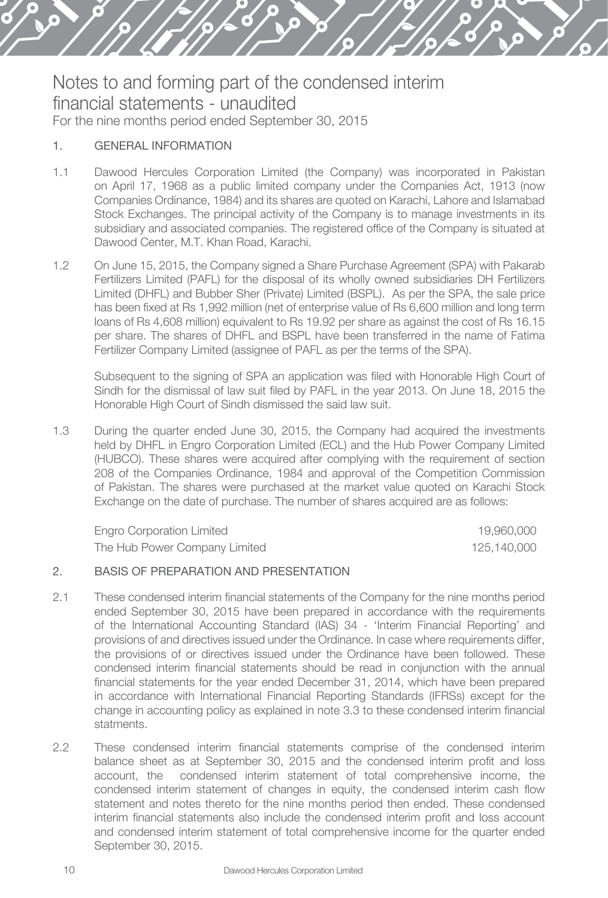# Notes to and forming part of the condensed interim financial statements - unaudited

For the nine months period ended September 30, 2015

## 1. GENERAL INFORMATION

1.1 Dawood Hercules Corporation Limited (the Company) was incorporated in Pakistan on April 17, 1968 as a public limited company under the Companies Act, 1913 (now Companies Ordinance, 1984) and its shares are quoted on Karachi, Lahore and Islamabad Stock Exchanges. The principal activity of the Company is to manage investments in its subsidiary and associated companies. The registered office of the Company is situated at Dawood Center, M.T. Khan Road, Karachi.

1.2 On June 15, 2015, the Company signed a Share Purchase Agreement (SPA) with Pakarab Fertilizers Limited (PAFL) for the disposal of its wholly owned subsidiaries DH Fertilizers Limited (DHFL) and Bubber Sher (Private) Limited (BSPL). As per the SPA, the sale price has been fixed at Rs 1,992 million (net of enterprise value of Rs 6,600 million and long term loans of Rs 4,608 million) equivalent to Rs 19.92 per share as against the cost of Rs 16.15 per share. The shares of DHFL and BSPL have been transferred in the name of Fatima Fertilizer Company Limited (assignee of PAFL as per the terms of the SPA).

Subsequent to the signing of SPA an application was filed with Honorable High Court of Sindh for the dismissal of law suit filed by PAFL in the year 2013. On June 18, 2015 the Honorable High Court of Sindh dismissed the said law suit.

1.3 During the quarter ended June 30, 2015, the Company had acquired the investments held by DHFL in Engro Corporation Limited (ECL) and the Hub Power Company Limited (HUBCO). These shares were acquired after complying with the requirement of section 208 of the Companies Ordinance, 1984 and approval of the Competition Commission of Pakistan. The shares were purchased at the market value quoted on Karachi Stock Exchange on the date of purchase. The number of shares acquired are as follows:

| | |
|---|---|
| Engro Corporation Limited | 19,960,000 |
| The Hub Power Company Limited | 125,140,000 |

## 2. BASIS OF PREPARATION AND PRESENTATION

2.1 These condensed interim financial statements of the Company for the nine months period ended September 30, 2015 have been prepared in accordance with the requirements of the International Accounting Standard (IAS) 34 - 'Interim Financial Reporting' and provisions of and directives issued under the Ordinance. In case where requirements differ, the provisions of or directives issued under the Ordinance have been followed. These condensed interim financial statements should be read in conjunction with the annual financial statements for the year ended December 31, 2014, which have been prepared in accordance with International Financial Reporting Standards (IFRSs) except for the change in accounting policy as explained in note 3.3 to these condensed interim financial statments.

2.2 These condensed interim financial statements comprise of the condensed interim balance sheet as at September 30, 2015 and the condensed interim profit and loss account, the condensed interim statement of total comprehensive income, the condensed interim statement of changes in equity, the condensed interim cash flow statement and notes thereto for the nine months period then ended. These condensed interim financial statements also include the condensed interim profit and loss account and condensed interim statement of total comprehensive income for the quarter ended September 30, 2015.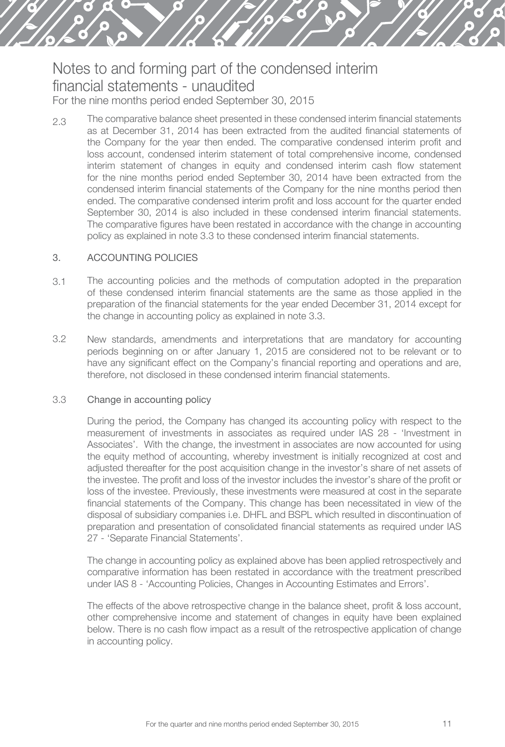# Notes to and forming part of the condensed interim financial statements - unaudited

For the nine months period ended September 30, 2015

2.3 The comparative balance sheet presented in these condensed interim financial statements as at December 31, 2014 has been extracted from the audited financial statements of the Company for the year then ended. The comparative condensed interim profit and loss account, condensed interim statement of total comprehensive income, condensed interim statement of changes in equity and condensed interim cash flow statement for the nine months period ended September 30, 2014 have been extracted from the condensed interim financial statements of the Company for the nine months period then ended. The comparative condensed interim profit and loss account for the quarter ended September 30, 2014 is also included in these condensed interim financial statements. The comparative figures have been restated in accordance with the change in accounting policy as explained in note 3.3 to these condensed interim financial statements.

## 3. ACCOUNTING POLICIES

3.1 The accounting policies and the methods of computation adopted in the preparation of these condensed interim financial statements are the same as those applied in the preparation of the financial statements for the year ended December 31, 2014 except for the change in accounting policy as explained in note 3.3.

3.2 New standards, amendments and interpretations that are mandatory for accounting periods beginning on or after January 1, 2015 are considered not to be relevant or to have any significant effect on the Company's financial reporting and operations and are, therefore, not disclosed in these condensed interim financial statements.

### 3.3 Change in accounting policy

During the period, the Company has changed its accounting policy with respect to the measurement of investments in associates as required under IAS 28 - 'Investment in Associates'. With the change, the investment in associates are now accounted for using the equity method of accounting, whereby investment is initially recognized at cost and adjusted thereafter for the post acquisition change in the investor's share of net assets of the investee. The profit and loss of the investor includes the investor's share of the profit or loss of the investee. Previously, these investments were measured at cost in the separate financial statements of the Company. This change has been necessitated in view of the disposal of subsidiary companies i.e. DHFL and BSPL which resulted in discontinuation of preparation and presentation of consolidated financial statements as required under IAS 27 - 'Separate Financial Statements'.

The change in accounting policy as explained above has been applied retrospectively and comparative information has been restated in accordance with the treatment prescribed under IAS 8 - 'Accounting Policies, Changes in Accounting Estimates and Errors'.

The effects of the above retrospective change in the balance sheet, profit & loss account, other comprehensive income and statement of changes in equity have been explained below. There is no cash flow impact as a result of the retrospective application of change in accounting policy.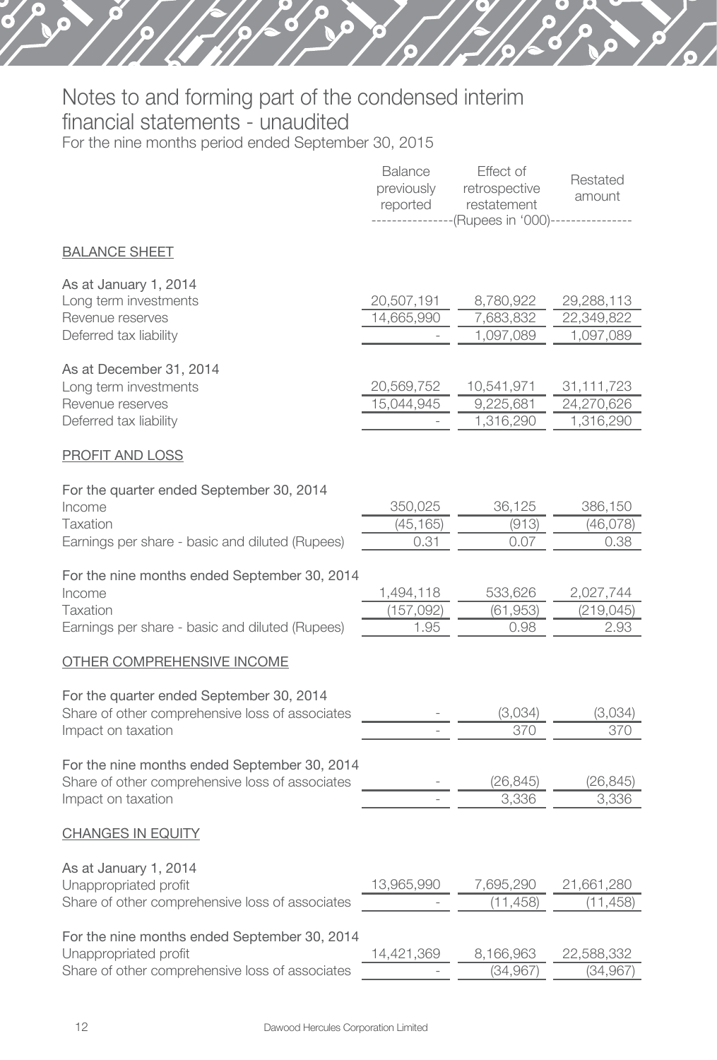# Notes to and forming part of the condensed interim financial statements - unaudited

For the nine months period ended September 30, 2015

| | Balance previously reported | Effect of retrospective restatement | Restated amount |
|---|---|---|---|
| | ----------------(Rupees in '000)---------------- | | |
| **BALANCE SHEET** | | | |
| As at January 1, 2014 | | | |
| Long term investments | 20,507,191 | 8,780,922 | 29,288,113 |
| Revenue reserves | 14,665,990 | 7,683,832 | 22,349,822 |
| Deferred tax liability | - | 1,097,089 | 1,097,089 |
| As at December 31, 2014 | | | |
| Long term investments | 20,569,752 | 10,541,971 | 31,111,723 |
| Revenue reserves | 15,044,945 | 9,225,681 | 24,270,626 |
| Deferred tax liability | - | 1,316,290 | 1,316,290 |
| **PROFIT AND LOSS** | | | |
| For the quarter ended September 30, 2014 | | | |
| Income | 350,025 | 36,125 | 386,150 |
| Taxation | (45,165) | (913) | (46,078) |
| Earnings per share - basic and diluted (Rupees) | 0.31 | 0.07 | 0.38 |
| For the nine months ended September 30, 2014 | | | |
| Income | 1,494,118 | 533,626 | 2,027,744 |
| Taxation | (157,092) | (61,953) | (219,045) |
| Earnings per share - basic and diluted (Rupees) | 1.95 | 0.98 | 2.93 |
| **OTHER COMPREHENSIVE INCOME** | | | |
| For the quarter ended September 30, 2014 | | | |
| Share of other comprehensive loss of associates | - | (3,034) | (3,034) |
| Impact on taxation | - | 370 | 370 |
| For the nine months ended September 30, 2014 | | | |
| Share of other comprehensive loss of associates | - | (26,845) | (26,845) |
| Impact on taxation | - | 3,336 | 3,336 |
| **CHANGES IN EQUITY** | | | |
| As at January 1, 2014 | | | |
| Unappropriated profit | 13,965,990 | 7,695,290 | 21,661,280 |
| Share of other comprehensive loss of associates | - | (11,458) | (11,458) |
| For the nine months ended September 30, 2014 | | | |
| Unappropriated profit | 14,421,369 | 8,166,963 | 22,588,332 |
| Share of other comprehensive loss of associates | - | (34,967) | (34,967) |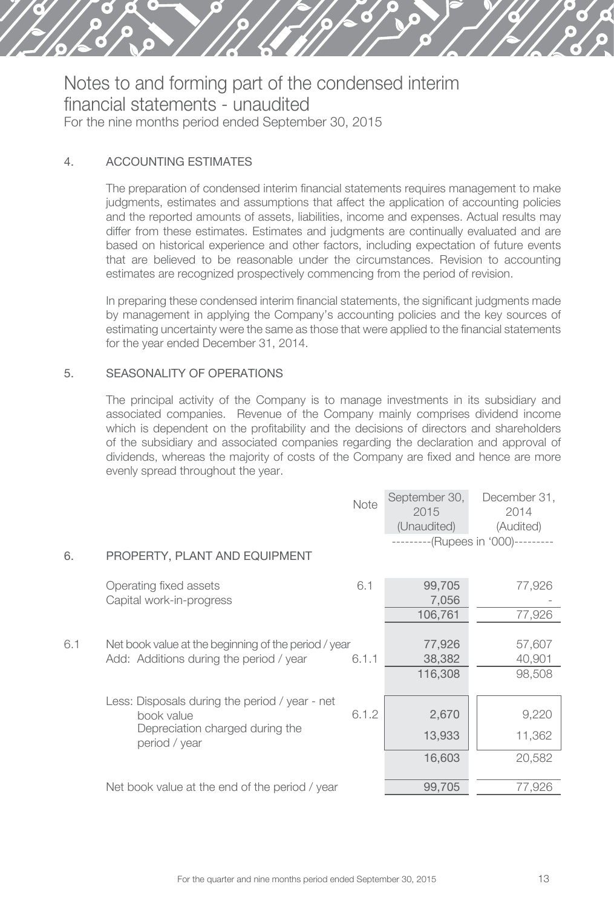# Notes to and forming part of the condensed interim financial statements - unaudited

For the nine months period ended September 30, 2015

## 4. ACCOUNTING ESTIMATES

The preparation of condensed interim financial statements requires management to make judgments, estimates and assumptions that affect the application of accounting policies and the reported amounts of assets, liabilities, income and expenses. Actual results may differ from these estimates. Estimates and judgments are continually evaluated and are based on historical experience and other factors, including expectation of future events that are believed to be reasonable under the circumstances. Revision to accounting estimates are recognized prospectively commencing from the period of revision.

In preparing these condensed interim financial statements, the significant judgments made by management in applying the Company's accounting policies and the key sources of estimating uncertainty were the same as those that were applied to the financial statements for the year ended December 31, 2014.

## 5. SEASONALITY OF OPERATIONS

The principal activity of the Company is to manage investments in its subsidiary and associated companies. Revenue of the Company mainly comprises dividend income which is dependent on the profitability and the decisions of directors and shareholders of the subsidiary and associated companies regarding the declaration and approval of dividends, whereas the majority of costs of the Company are fixed and hence are more evenly spread throughout the year.

| | | Note | September 30, 2015 (Unaudited) | December 31, 2014 (Audited) |
|---|---|---|---|---|
| | | | (Rupees in '000) | |
| **6.** | **PROPERTY, PLANT AND EQUIPMENT** | | | |
| | Operating fixed assets | 6.1 | 99,705 | 77,926 |
| | Capital work-in-progress | | 7,056 | - |
| | | | 106,761 | 77,926 |
| 6.1 | Net book value at the beginning of the period / year | | 77,926 | 57,607 |
| | Add: Additions during the period / year | 6.1.1 | 38,382 | 40,901 |
| | | | 116,308 | 98,508 |
| | Less: Disposals during the period / year - net book value | 6.1.2 | 2,670 | 9,220 |
| | Depreciation charged during the period / year | | 13,933 | 11,362 |
| | | | 16,603 | 20,582 |
| | Net book value at the end of the period / year | | 99,705 | 77,926 |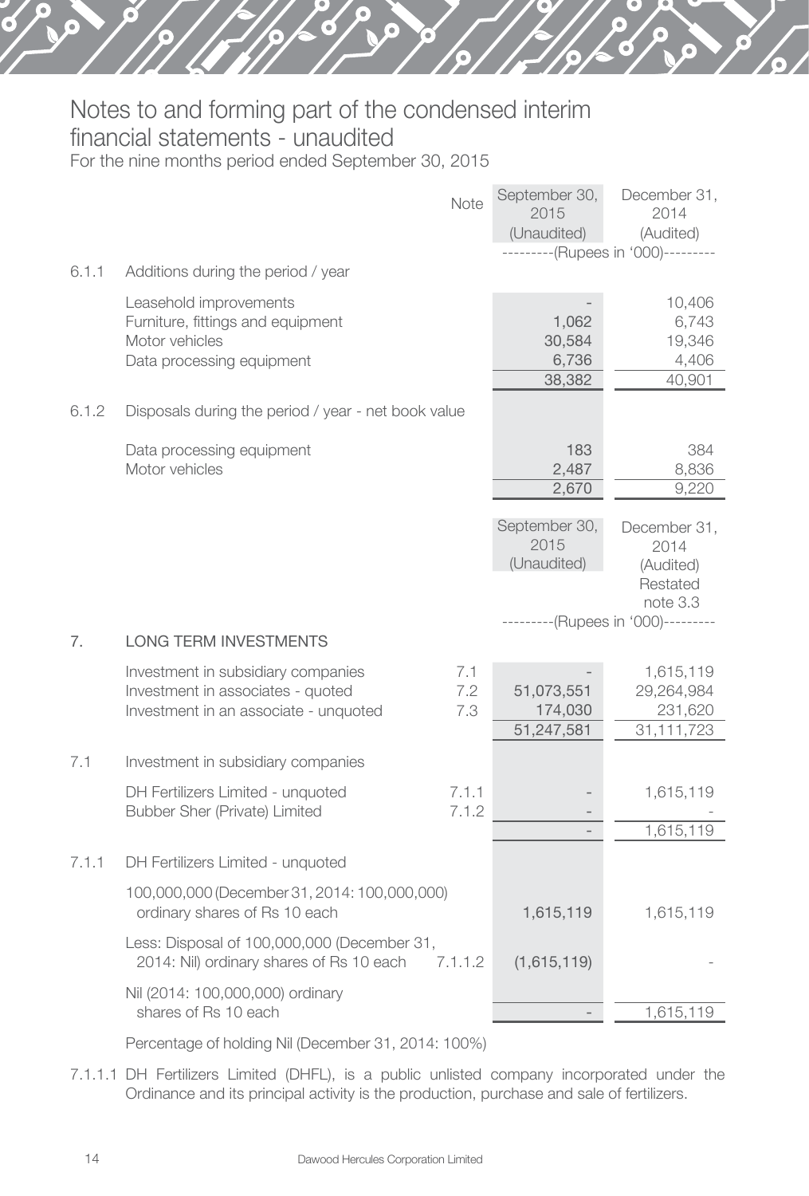# Notes to and forming part of the condensed interim financial statements - unaudited

For the nine months period ended September 30, 2015

| | | Note | September 30, 2015 (Unaudited) | December 31, 2014 (Audited) |
|---|---|---|---|---|
| | | | ---------(Rupees in '000)--------- | |
| 6.1.1 | Additions during the period / year | | | |
| | Leasehold improvements | | - | 10,406 |
| | Furniture, fittings and equipment | | 1,062 | 6,743 |
| | Motor vehicles | | 30,584 | 19,346 |
| | Data processing equipment | | 6,736 | 4,406 |
| | | | 38,382 | 40,901 |
| 6.1.2 | Disposals during the period / year - net book value | | | |
| | Data processing equipment | | 183 | 384 |
| | Motor vehicles | | 2,487 | 8,836 |
| | | | 2,670 | 9,220 |

| | | Note | September 30, 2015 (Unaudited) | December 31, 2014 (Audited) Restated note 3.3 |
|---|---|---|---|---|
| | | | ---------(Rupees in '000)--------- | |
| 7. | LONG TERM INVESTMENTS | | | |
| | Investment in subsidiary companies | 7.1 | - | 1,615,119 |
| | Investment in associates - quoted | 7.2 | 51,073,551 | 29,264,984 |
| | Investment in an associate - unquoted | 7.3 | 174,030 | 231,620 |
| | | | 51,247,581 | 31,111,723 |
| 7.1 | Investment in subsidiary companies | | | |
| | DH Fertilizers Limited - unquoted | 7.1.1 | - | 1,615,119 |
| | Bubber Sher (Private) Limited | 7.1.2 | - | - |
| | | | - | 1,615,119 |
| 7.1.1 | DH Fertilizers Limited - unquoted | | | |
| | 100,000,000 (December 31, 2014: 100,000,000) ordinary shares of Rs 10 each | | 1,615,119 | 1,615,119 |
| | Less: Disposal of 100,000,000 (December 31, 2014: Nil) ordinary shares of Rs 10 each | 7.1.1.2 | (1,615,119) | - |
| | Nil (2014: 100,000,000) ordinary shares of Rs 10 each | | - | 1,615,119 |

Percentage of holding Nil (December 31, 2014: 100%)

7.1.1.1 DH Fertilizers Limited (DHFL), is a public unlisted company incorporated under the Ordinance and its principal activity is the production, purchase and sale of fertilizers.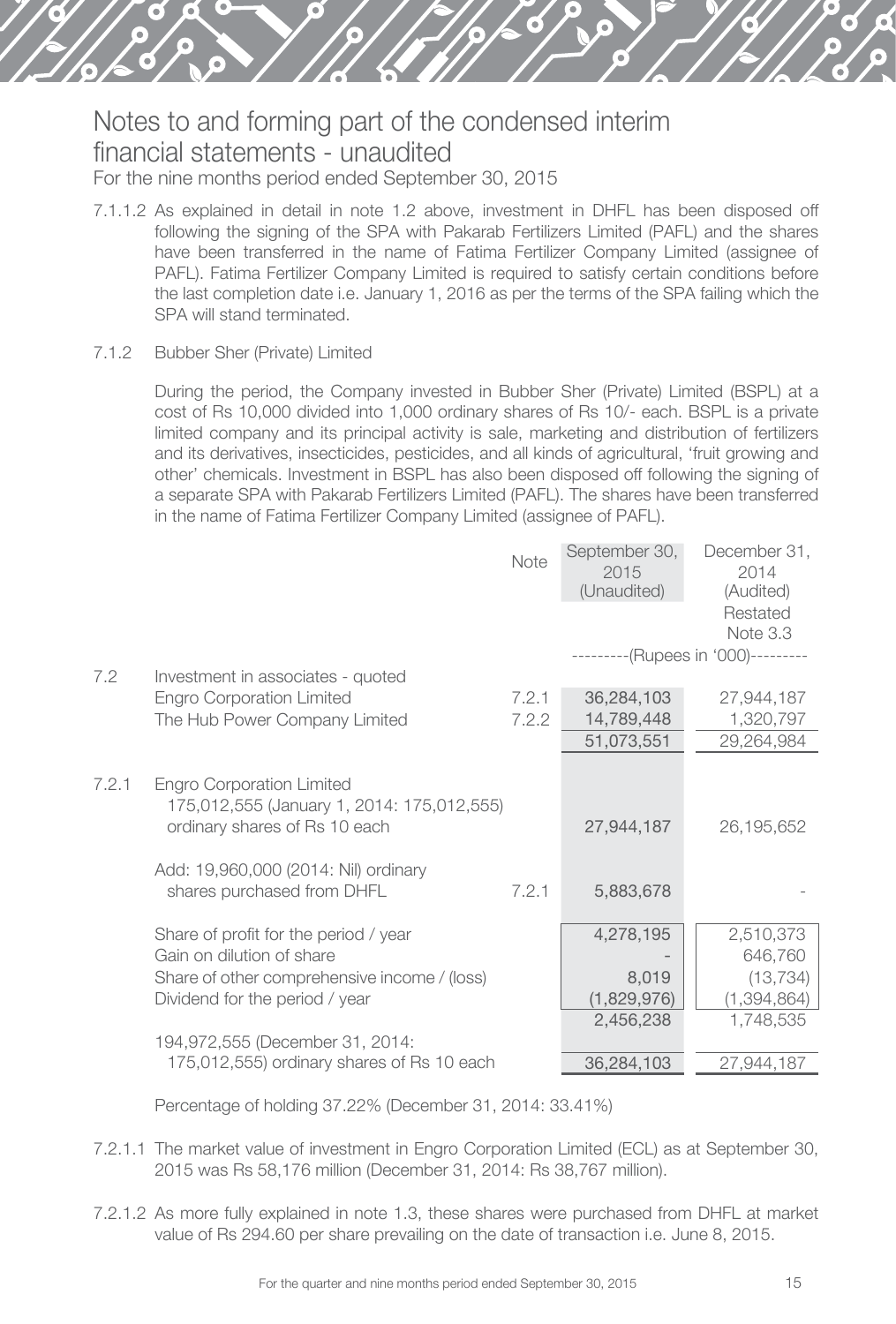# Notes to and forming part of the condensed interim financial statements - unaudited

For the nine months period ended September 30, 2015

7.1.1.2 As explained in detail in note 1.2 above, investment in DHFL has been disposed off following the signing of the SPA with Pakarab Fertilizers Limited (PAFL) and the shares have been transferred in the name of Fatima Fertilizer Company Limited (assignee of PAFL). Fatima Fertilizer Company Limited is required to satisfy certain conditions before the last completion date i.e. January 1, 2016 as per the terms of the SPA failing which the SPA will stand terminated.

7.1.2 Bubber Sher (Private) Limited

During the period, the Company invested in Bubber Sher (Private) Limited (BSPL) at a cost of Rs 10,000 divided into 1,000 ordinary shares of Rs 10/- each. BSPL is a private limited company and its principal activity is sale, marketing and distribution of fertilizers and its derivatives, insecticides, pesticides, and all kinds of agricultural, 'fruit growing and other' chemicals. Investment in BSPL has also been disposed off following the signing of a separate SPA with Pakarab Fertilizers Limited (PAFL). The shares have been transferred in the name of Fatima Fertilizer Company Limited (assignee of PAFL).

| | | Note | September 30, 2015 (Unaudited) | December 31, 2014 (Audited) Restated Note 3.3 |
|---|---|---|---|---|
| | | | ---------(Rupees in '000)--------- | |
| 7.2 | Investment in associates - quoted | | | |
| | Engro Corporation Limited | 7.2.1 | 36,284,103 | 27,944,187 |
| | The Hub Power Company Limited | 7.2.2 | 14,789,448 | 1,320,797 |
| | | | 51,073,551 | 29,264,984 |
| 7.2.1 | Engro Corporation Limited 175,012,555 (January 1, 2014: 175,012,555) ordinary shares of Rs 10 each | | 27,944,187 | 26,195,652 |
| | Add: 19,960,000 (2014: Nil) ordinary shares purchased from DHFL | 7.2.1 | 5,883,678 | - |
| | Share of profit for the period / year | | 4,278,195 | 2,510,373 |
| | Gain on dilution of share | | - | 646,760 |
| | Share of other comprehensive income / (loss) | | 8,019 | (13,734) |
| | Dividend for the period / year | | (1,829,976) | (1,394,864) |
| | | | 2,456,238 | 1,748,535 |
| | 194,972,555 (December 31, 2014: 175,012,555) ordinary shares of Rs 10 each | | 36,284,103 | 27,944,187 |

Percentage of holding 37.22% (December 31, 2014: 33.41%)

7.2.1.1 The market value of investment in Engro Corporation Limited (ECL) as at September 30, 2015 was Rs 58,176 million (December 31, 2014: Rs 38,767 million).

7.2.1.2 As more fully explained in note 1.3, these shares were purchased from DHFL at market value of Rs 294.60 per share prevailing on the date of transaction i.e. June 8, 2015.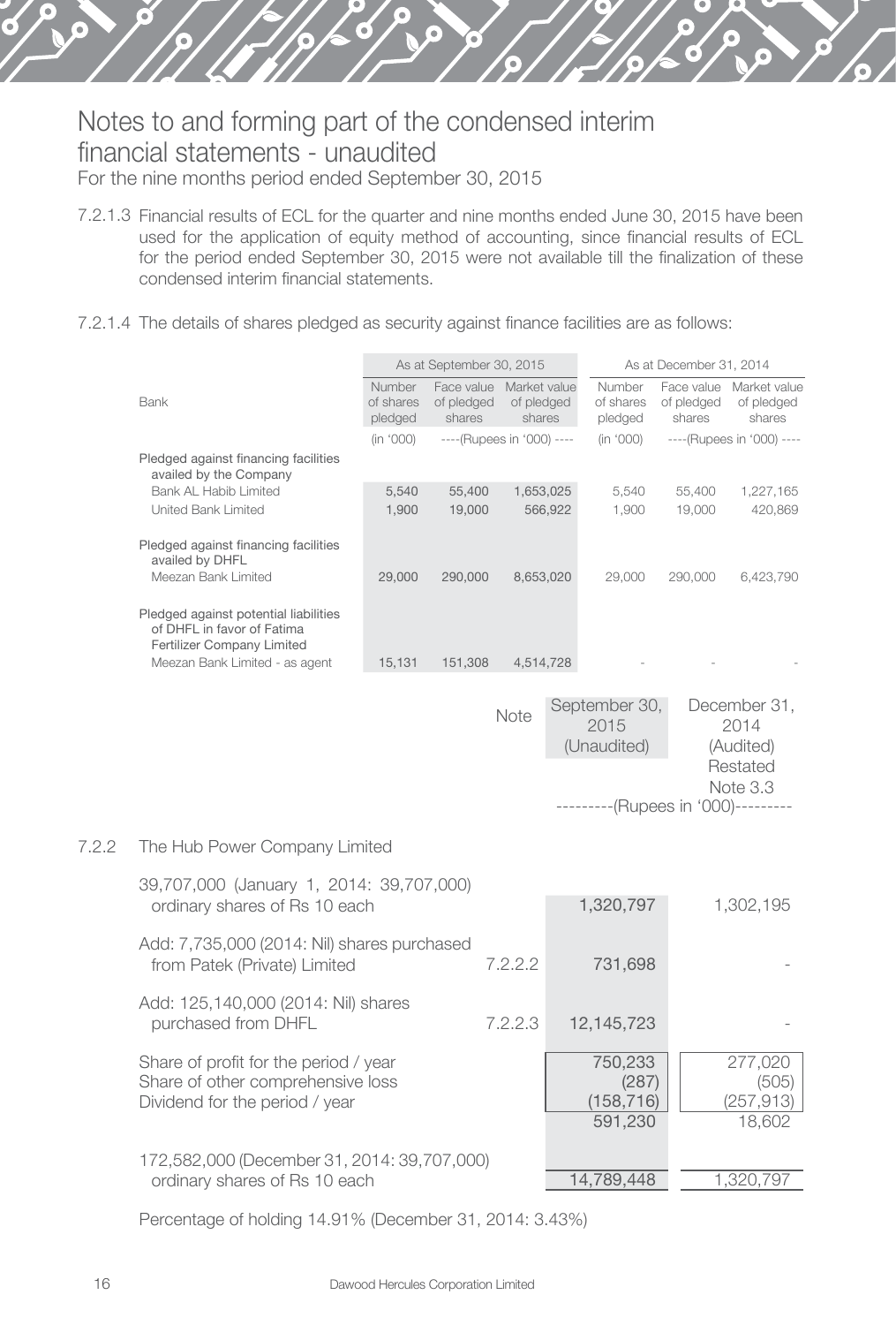# Notes to and forming part of the condensed interim financial statements - unaudited

For the nine months period ended September 30, 2015

7.2.1.3 Financial results of ECL for the quarter and nine months ended June 30, 2015 have been used for the application of equity method of accounting, since financial results of ECL for the period ended September 30, 2015 were not available till the finalization of these condensed interim financial statements.

7.2.1.4 The details of shares pledged as security against finance facilities are as follows:

| Bank | As at September 30, 2015 | | | As at December 31, 2014 | | |
|---|---|---|---|---|---|---|
| | Number of shares pledged | Face value of pledged shares | Market value of pledged shares | Number of shares pledged | Face value of pledged shares | Market value of pledged shares |
| | (in '000) | ----(Rupees in '000) ---- | | (in '000) | ----(Rupees in '000) ---- | |
| Pledged against financing facilities availed by the Company | | | | | | |
| Bank AL Habib Limited | 5,540 | 55,400 | 1,653,025 | 5,540 | 55,400 | 1,227,165 |
| United Bank Limited | 1,900 | 19,000 | 566,922 | 1,900 | 19,000 | 420,869 |
| Pledged against financing facilities availed by DHFL | | | | | | |
| Meezan Bank Limited | 29,000 | 290,000 | 8,653,020 | 29,000 | 290,000 | 6,423,790 |
| Pledged against potential liabilities of DHFL in favor of Fatima Fertilizer Company Limited | | | | | | |
| Meezan Bank Limited - as agent | 15,131 | 151,308 | 4,514,728 | - | - | - |

| | | Note | September 30, 2015 (Unaudited) | December 31, 2014 (Audited) Restated Note 3.3 |
|---|---|---|---|---|
| | | | ---------(Rupees in '000)--------- | |
| 7.2.2 | The Hub Power Company Limited | | | |
| | 39,707,000 (January 1, 2014: 39,707,000) ordinary shares of Rs 10 each | | 1,320,797 | 1,302,195 |
| | Add: 7,735,000 (2014: Nil) shares purchased from Patek (Private) Limited | 7.2.2.2 | 731,698 | - |
| | Add: 125,140,000 (2014: Nil) shares purchased from DHFL | 7.2.2.3 | 12,145,723 | - |
| | Share of profit for the period / year | | 750,233 | 277,020 |
| | Share of other comprehensive loss | | (287) | (505) |
| | Dividend for the period / year | | (158,716) | (257,913) |
| | | | 591,230 | 18,602 |
| | 172,582,000 (December 31, 2014: 39,707,000) ordinary shares of Rs 10 each | | 14,789,448 | 1,320,797 |

Percentage of holding 14.91% (December 31, 2014: 3.43%)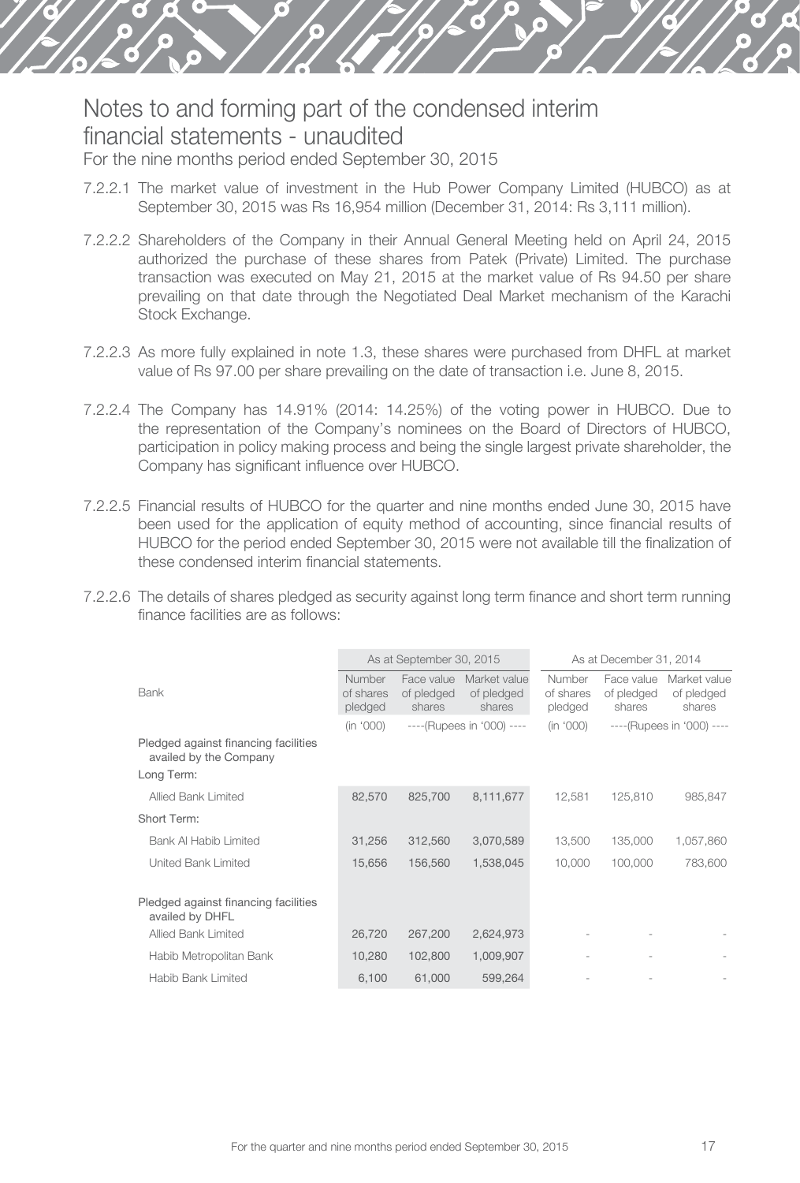# Notes to and forming part of the condensed interim financial statements - unaudited

For the nine months period ended September 30, 2015

7.2.2.1 The market value of investment in the Hub Power Company Limited (HUBCO) as at September 30, 2015 was Rs 16,954 million (December 31, 2014: Rs 3,111 million).

7.2.2.2 Shareholders of the Company in their Annual General Meeting held on April 24, 2015 authorized the purchase of these shares from Patek (Private) Limited. The purchase transaction was executed on May 21, 2015 at the market value of Rs 94.50 per share prevailing on that date through the Negotiated Deal Market mechanism of the Karachi Stock Exchange.

7.2.2.3 As more fully explained in note 1.3, these shares were purchased from DHFL at market value of Rs 97.00 per share prevailing on the date of transaction i.e. June 8, 2015.

7.2.2.4 The Company has 14.91% (2014: 14.25%) of the voting power in HUBCO. Due to the representation of the Company's nominees on the Board of Directors of HUBCO, participation in policy making process and being the single largest private shareholder, the Company has significant influence over HUBCO.

7.2.2.5 Financial results of HUBCO for the quarter and nine months ended June 30, 2015 have been used for the application of equity method of accounting, since financial results of HUBCO for the period ended September 30, 2015 were not available till the finalization of these condensed interim financial statements.

7.2.2.6 The details of shares pledged as security against long term finance and short term running finance facilities are as follows:

| Bank | As at September 30, 2015 | | | As at December 31, 2014 | | |
|---|---|---|---|---|---|---|
| | Number of shares pledged | Face value of pledged shares | Market value of pledged shares | Number of shares pledged | Face value of pledged shares | Market value of pledged shares |
| | (in '000) | ----(Rupees in '000) ---- | | (in '000) | ----(Rupees in '000) ---- | |
| **Pledged against financing facilities availed by the Company** | | | | | | |
| Long Term: | | | | | | |
| Allied Bank Limited | 82,570 | 825,700 | 8,111,677 | 12,581 | 125,810 | 985,847 |
| Short Term: | | | | | | |
| Bank Al Habib Limited | 31,256 | 312,560 | 3,070,589 | 13,500 | 135,000 | 1,057,860 |
| United Bank Limited | 15,656 | 156,560 | 1,538,045 | 10,000 | 100,000 | 783,600 |
| **Pledged against financing facilities availed by DHFL** | | | | | | |
| Allied Bank Limited | 26,720 | 267,200 | 2,624,973 | - | - | - |
| Habib Metropolitan Bank | 10,280 | 102,800 | 1,009,907 | - | - | - |
| Habib Bank Limited | 6,100 | 61,000 | 599,264 | - | - | - |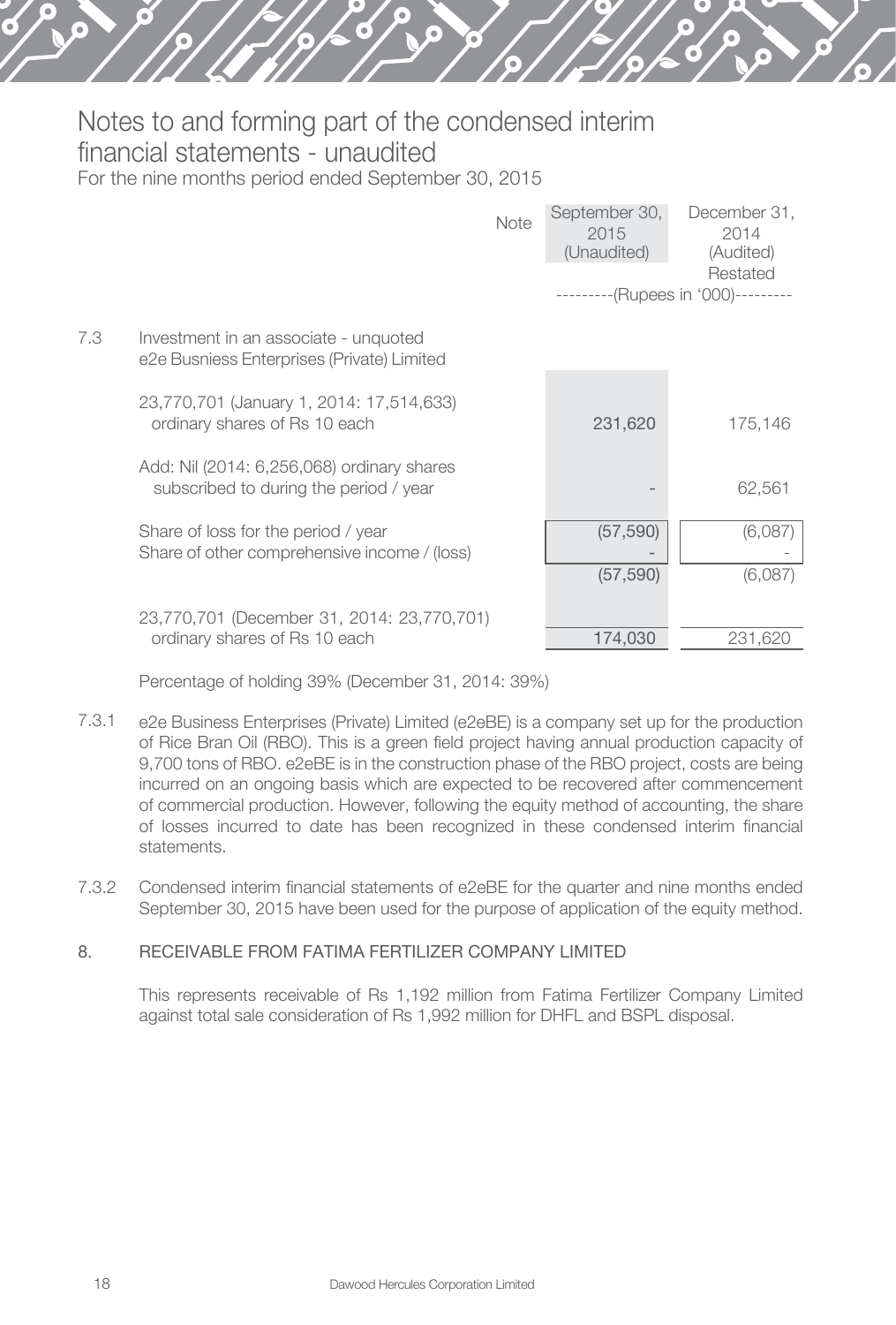# Notes to and forming part of the condensed interim financial statements - unaudited

For the nine months period ended September 30, 2015

| | | Note | September 30, 2015 (Unaudited) | December 31, 2014 (Audited) Restated |
|---|---|---|---|---|
| | | | ---------(Rupees in '000)--------- | |
| 7.3 | Investment in an associate - unquoted e2e Busniess Enterprises (Private) Limited | | | |
| | 23,770,701 (January 1, 2014: 17,514,633) ordinary shares of Rs 10 each | | 231,620 | 175,146 |
| | Add: Nil (2014: 6,256,068) ordinary shares subscribed to during the period / year | | - | 62,561 |
| | Share of loss for the period / year | | (57,590) | (6,087) |
| | Share of other comprehensive income / (loss) | | - | - |
| | | | (57,590) | (6,087) |
| | 23,770,701 (December 31, 2014: 23,770,701) ordinary shares of Rs 10 each | | 174,030 | 231,620 |

Percentage of holding 39% (December 31, 2014: 39%)

7.3.1 e2e Business Enterprises (Private) Limited (e2eBE) is a company set up for the production of Rice Bran Oil (RBO). This is a green field project having annual production capacity of 9,700 tons of RBO. e2eBE is in the construction phase of the RBO project, costs are being incurred on an ongoing basis which are expected to be recovered after commencement of commercial production. However, following the equity method of accounting, the share of losses incurred to date has been recognized in these condensed interim financial statements.

7.3.2 Condensed interim financial statements of e2eBE for the quarter and nine months ended September 30, 2015 have been used for the purpose of application of the equity method.

## 8. RECEIVABLE FROM FATIMA FERTILIZER COMPANY LIMITED

This represents receivable of Rs 1,192 million from Fatima Fertilizer Company Limited against total sale consideration of Rs 1,992 million for DHFL and BSPL disposal.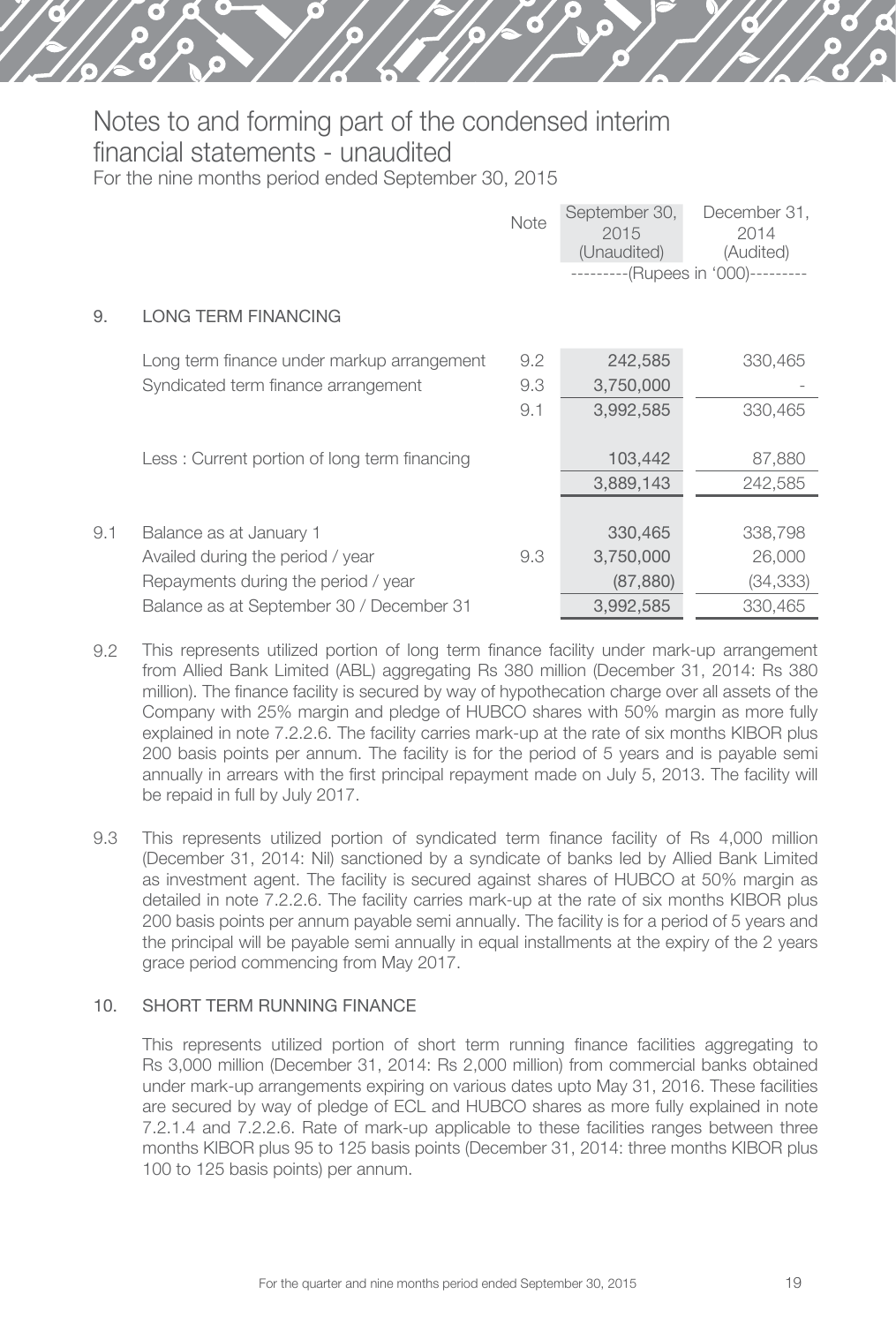# Notes to and forming part of the condensed interim financial statements - unaudited

For the nine months period ended September 30, 2015

| | | Note | September 30, 2015 (Unaudited) | December 31, 2014 (Audited) |
|---|---|---|---|---|
| | | | ---------(Rupees in '000)--------- | |
| 9. | LONG TERM FINANCING | | | |
| | Long term finance under markup arrangement | 9.2 | 242,585 | 330,465 |
| | Syndicated term finance arrangement | 9.3 | 3,750,000 | - |
| | | 9.1 | 3,992,585 | 330,465 |
| | Less : Current portion of long term financing | | 103,442 | 87,880 |
| | | | 3,889,143 | 242,585 |
| 9.1 | Balance as at January 1 | | 330,465 | 338,798 |
| | Availed during the period / year | 9.3 | 3,750,000 | 26,000 |
| | Repayments during the period / year | | (87,880) | (34,333) |
| | Balance as at September 30 / December 31 | | 3,992,585 | 330,465 |

9.2 This represents utilized portion of long term finance facility under mark-up arrangement from Allied Bank Limited (ABL) aggregating Rs 380 million (December 31, 2014: Rs 380 million). The finance facility is secured by way of hypothecation charge over all assets of the Company with 25% margin and pledge of HUBCO shares with 50% margin as more fully explained in note 7.2.2.6. The facility carries mark-up at the rate of six months KIBOR plus 200 basis points per annum. The facility is for the period of 5 years and is payable semi annually in arrears with the first principal repayment made on July 5, 2013. The facility will be repaid in full by July 2017.

9.3 This represents utilized portion of syndicated term finance facility of Rs 4,000 million (December 31, 2014: Nil) sanctioned by a syndicate of banks led by Allied Bank Limited as investment agent. The facility is secured against shares of HUBCO at 50% margin as detailed in note 7.2.2.6. The facility carries mark-up at the rate of six months KIBOR plus 200 basis points per annum payable semi annually. The facility is for a period of 5 years and the principal will be payable semi annually in equal installments at the expiry of the 2 years grace period commencing from May 2017.

## 10. SHORT TERM RUNNING FINANCE

This represents utilized portion of short term running finance facilities aggregating to Rs 3,000 million (December 31, 2014: Rs 2,000 million) from commercial banks obtained under mark-up arrangements expiring on various dates upto May 31, 2016. These facilities are secured by way of pledge of ECL and HUBCO shares as more fully explained in note 7.2.1.4 and 7.2.2.6. Rate of mark-up applicable to these facilities ranges between three months KIBOR plus 95 to 125 basis points (December 31, 2014: three months KIBOR plus 100 to 125 basis points) per annum.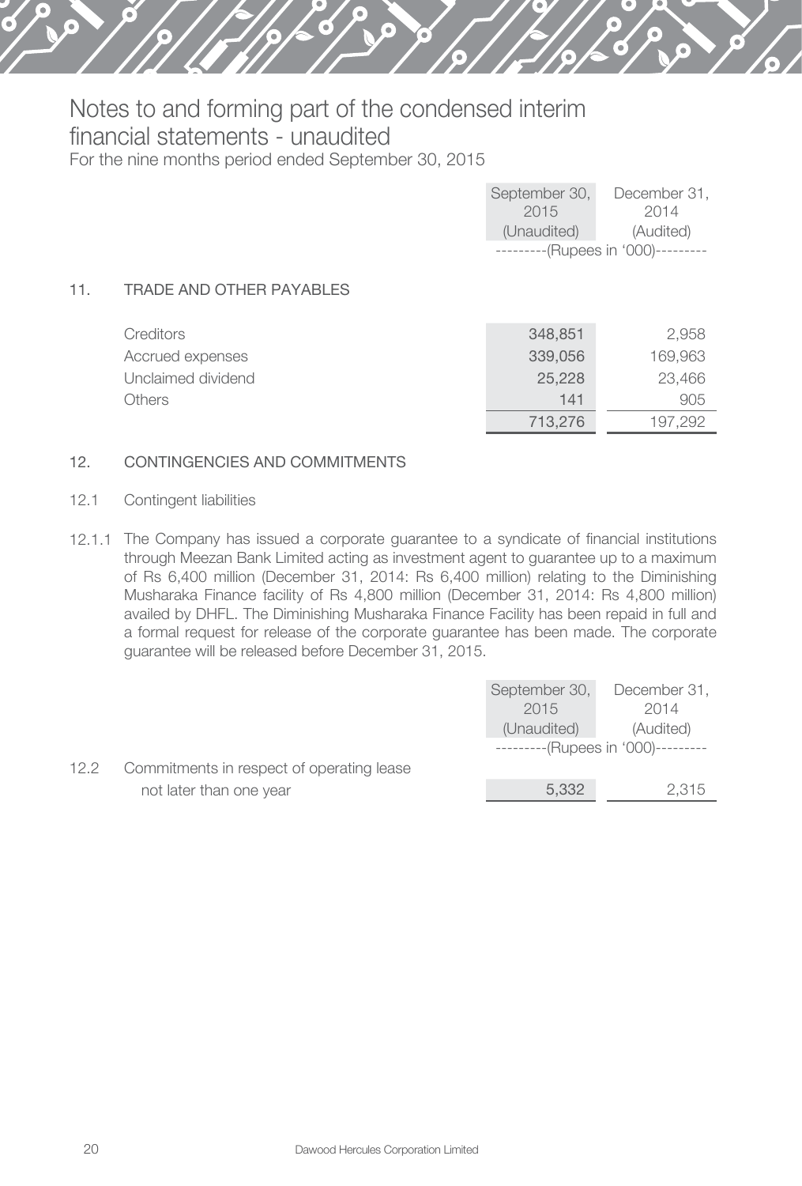# Notes to and forming part of the condensed interim financial statements - unaudited

For the nine months period ended September 30, 2015

| | September 30, 2015 (Unaudited) | December 31, 2014 (Audited) |
|---|---|---|
| | ---------(Rupees in '000)--------- | |

## 11. TRADE AND OTHER PAYABLES

| | September 30, 2015 (Unaudited) | December 31, 2014 (Audited) |
|---|---|---|
| Creditors | 348,851 | 2,958 |
| Accrued expenses | 339,056 | 169,963 |
| Unclaimed dividend | 25,228 | 23,466 |
| Others | 141 | 905 |
| | 713,276 | 197,292 |

## 12. CONTINGENCIES AND COMMITMENTS

### 12.1 Contingent liabilities

12.1.1 The Company has issued a corporate guarantee to a syndicate of financial institutions through Meezan Bank Limited acting as investment agent to guarantee up to a maximum of Rs 6,400 million (December 31, 2014: Rs 6,400 million) relating to the Diminishing Musharaka Finance facility of Rs 4,800 million (December 31, 2014: Rs 4,800 million) availed by DHFL. The Diminishing Musharaka Finance Facility has been repaid in full and a formal request for release of the corporate guarantee has been made. The corporate guarantee will be released before December 31, 2015.

| | September 30, 2015 (Unaudited) | December 31, 2014 (Audited) |
|---|---|---|
| | ---------(Rupees in '000)--------- | |
| 12.2 Commitments in respect of operating lease not later than one year | 5,332 | 2,315 |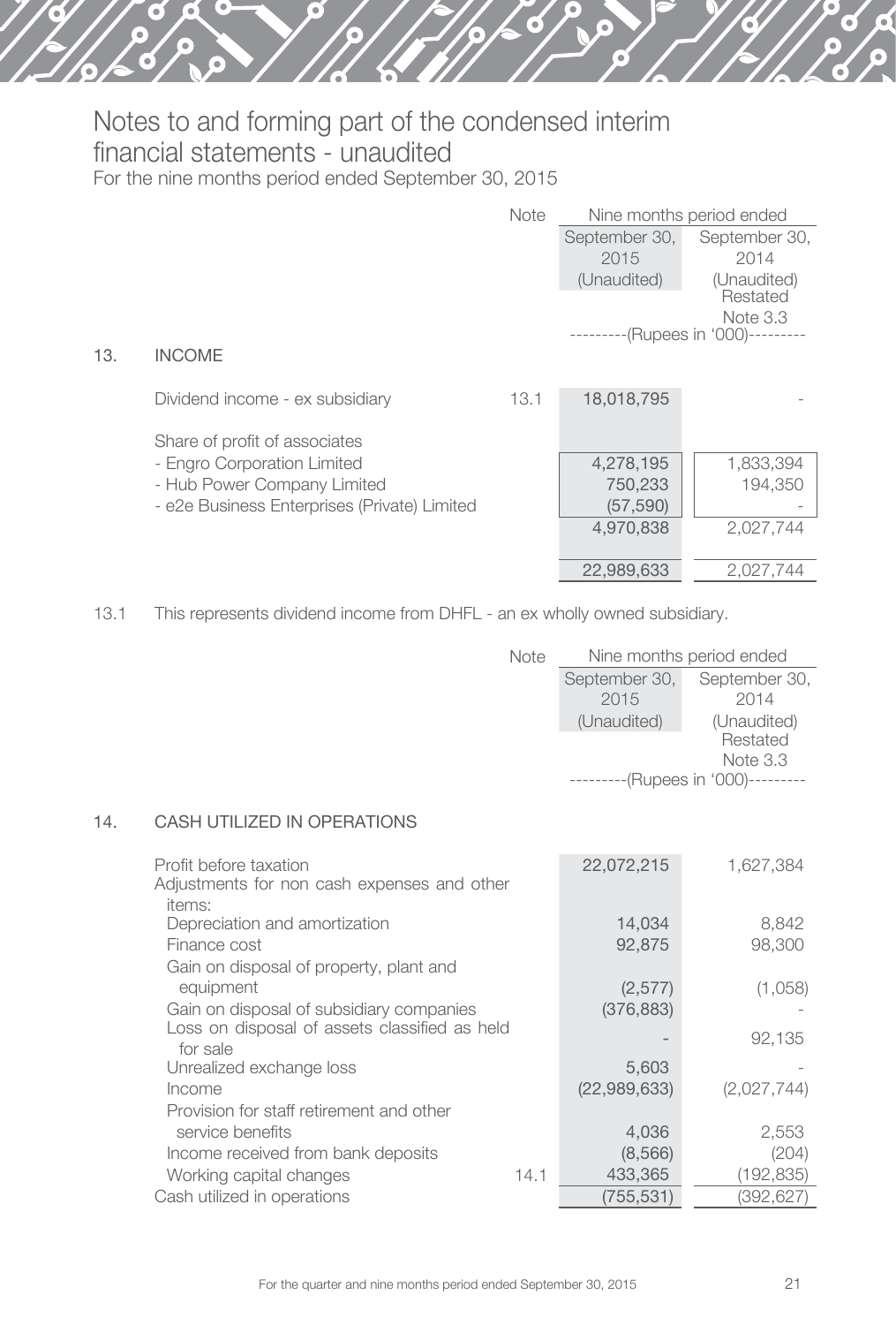# Notes to and forming part of the condensed interim financial statements - unaudited

For the nine months period ended September 30, 2015

| | Note | Nine months period ended | |
|---|---|---|---|
| | | September 30, 2015 (Unaudited) | September 30, 2014 (Unaudited) Restated Note 3.3 |
| | | ---------(Rupees in '000)--------- | |
| **13. INCOME** | | | |
| Dividend income - ex subsidiary | 13.1 | 18,018,795 | - |
| Share of profit of associates | | | |
| - Engro Corporation Limited | | 4,278,195 | 1,833,394 |
| - Hub Power Company Limited | | 750,233 | 194,350 |
| - e2e Business Enterprises (Private) Limited | | (57,590) | - |
| | | 4,970,838 | 2,027,744 |
| | | 22,989,633 | 2,027,744 |

13.1 This represents dividend income from DHFL - an ex wholly owned subsidiary.

| | Note | Nine months period ended | |
|---|---|---|---|
| | | September 30, 2015 (Unaudited) | September 30, 2014 (Unaudited) Restated Note 3.3 |
| | | ---------(Rupees in '000)--------- | |
| **14. CASH UTILIZED IN OPERATIONS** | | | |
| Profit before taxation | | 22,072,215 | 1,627,384 |
| Adjustments for non cash expenses and other items: | | | |
| Depreciation and amortization | | 14,034 | 8,842 |
| Finance cost | | 92,875 | 98,300 |
| Gain on disposal of property, plant and equipment | | (2,577) | (1,058) |
| Gain on disposal of subsidiary companies | | (376,883) | - |
| Loss on disposal of assets classified as held for sale | | - | 92,135 |
| Unrealized exchange loss | | 5,603 | - |
| Income | | (22,989,633) | (2,027,744) |
| Provision for staff retirement and other service benefits | | 4,036 | 2,553 |
| Income received from bank deposits | | (8,566) | (204) |
| Working capital changes | 14.1 | 433,365 | (192,835) |
| Cash utilized in operations | | (755,531) | (392,627) |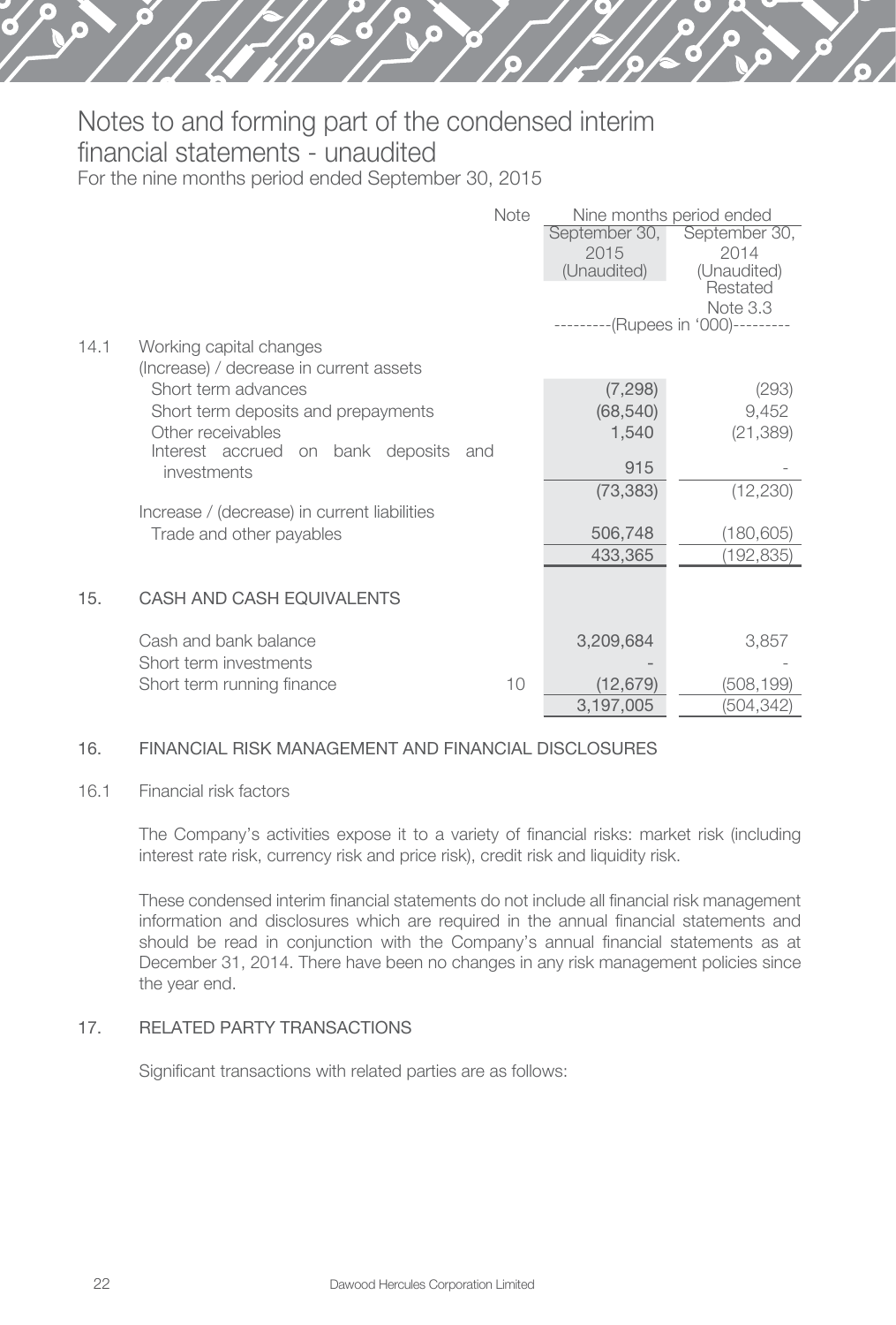# Notes to and forming part of the condensed interim financial statements - unaudited

For the nine months period ended September 30, 2015

| | | Note | Nine months period ended | |
|---|---|---|---|---|
| | | | September 30, 2015 (Unaudited) | September 30, 2014 (Unaudited) Restated Note 3.3 |
| | | | ---------(Rupees in '000)--------- | |
| 14.1 | Working capital changes | | | |
| | (Increase) / decrease in current assets | | | |
| | Short term advances | | (7,298) | (293) |
| | Short term deposits and prepayments | | (68,540) | 9,452 |
| | Other receivables | | 1,540 | (21,389) |
| | Interest accrued on bank deposits and investments | | 915 | - |
| | | | (73,383) | (12,230) |
| | Increase / (decrease) in current liabilities | | | |
| | Trade and other payables | | 506,748 | (180,605) |
| | | | 433,365 | (192,835) |
| 15. | CASH AND CASH EQUIVALENTS | | | |
| | Cash and bank balance | | 3,209,684 | 3,857 |
| | Short term investments | | - | - |
| | Short term running finance | 10 | (12,679) | (508,199) |
| | | | 3,197,005 | (504,342) |

## 16. FINANCIAL RISK MANAGEMENT AND FINANCIAL DISCLOSURES

### 16.1 Financial risk factors

The Company's activities expose it to a variety of financial risks: market risk (including interest rate risk, currency risk and price risk), credit risk and liquidity risk.

These condensed interim financial statements do not include all financial risk management information and disclosures which are required in the annual financial statements and should be read in conjunction with the Company's annual financial statements as at December 31, 2014. There have been no changes in any risk management policies since the year end.

## 17. RELATED PARTY TRANSACTIONS

Significant transactions with related parties are as follows: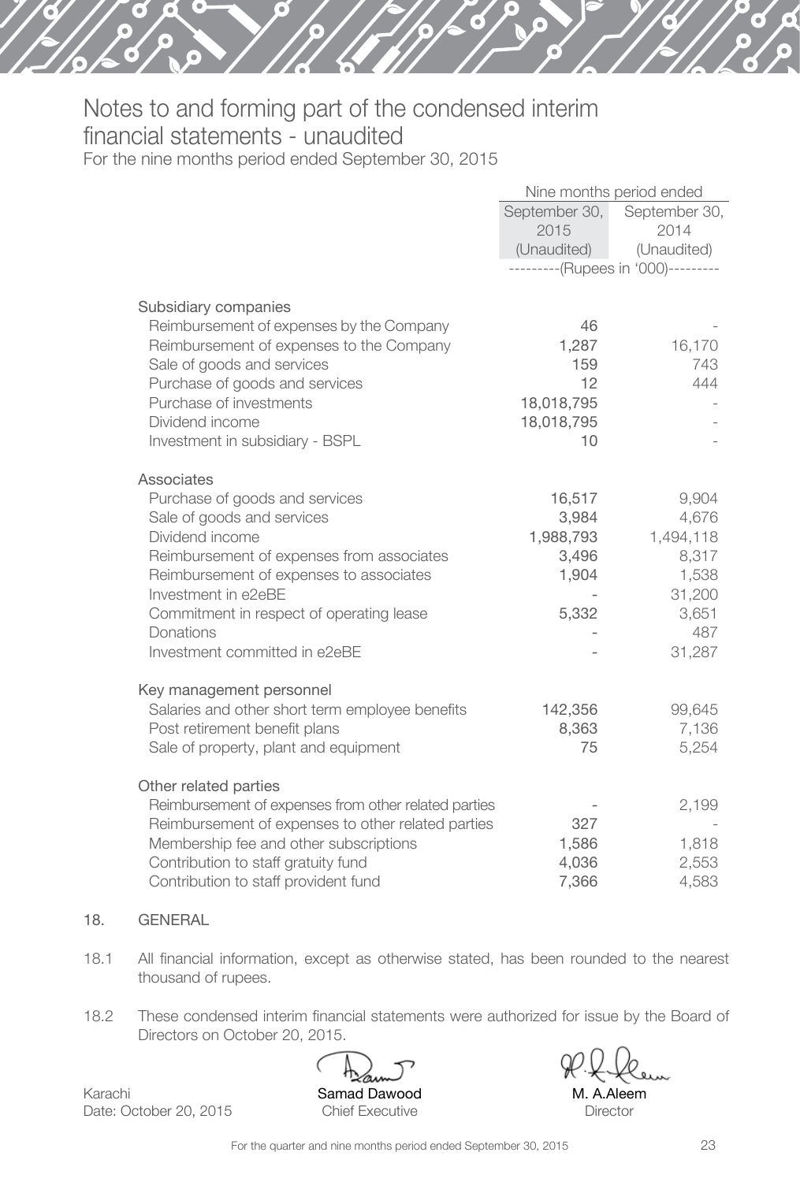# Notes to and forming part of the condensed interim financial statements - unaudited

For the nine months period ended September 30, 2015

| | Nine months period ended | |
|---|---|---|
| | September 30, 2015 (Unaudited) | September 30, 2014 (Unaudited) |
| | ---------(Rupees in '000)--------- | |
| **Subsidiary companies** | | |
| Reimbursement of expenses by the Company | 46 | - |
| Reimbursement of expenses to the Company | 1,287 | 16,170 |
| Sale of goods and services | 159 | 743 |
| Purchase of goods and services | 12 | 444 |
| Purchase of investments | 18,018,795 | - |
| Dividend income | 18,018,795 | - |
| Investment in subsidiary - BSPL | 10 | - |
| **Associates** | | |
| Purchase of goods and services | 16,517 | 9,904 |
| Sale of goods and services | 3,984 | 4,676 |
| Dividend income | 1,988,793 | 1,494,118 |
| Reimbursement of expenses from associates | 3,496 | 8,317 |
| Reimbursement of expenses to associates | 1,904 | 1,538 |
| Investment in e2eBE | - | 31,200 |
| Commitment in respect of operating lease | 5,332 | 3,651 |
| Donations | - | 487 |
| Investment committed in e2eBE | - | 31,287 |
| **Key management personnel** | | |
| Salaries and other short term employee benefits | 142,356 | 99,645 |
| Post retirement benefit plans | 8,363 | 7,136 |
| Sale of property, plant and equipment | 75 | 5,254 |
| **Other related parties** | | |
| Reimbursement of expenses from other related parties | - | 2,199 |
| Reimbursement of expenses to other related parties | 327 | - |
| Membership fee and other subscriptions | 1,586 | 1,818 |
| Contribution to staff gratuity fund | 4,036 | 2,553 |
| Contribution to staff provident fund | 7,366 | 4,583 |

## 18. GENERAL

18.1 All financial information, except as otherwise stated, has been rounded to the nearest thousand of rupees.

18.2 These condensed interim financial statements were authorized for issue by the Board of Directors on October 20, 2015.

Karachi
Date: October 20, 2015

Samad Dawood
Chief Executive

M. A.Aleem
Director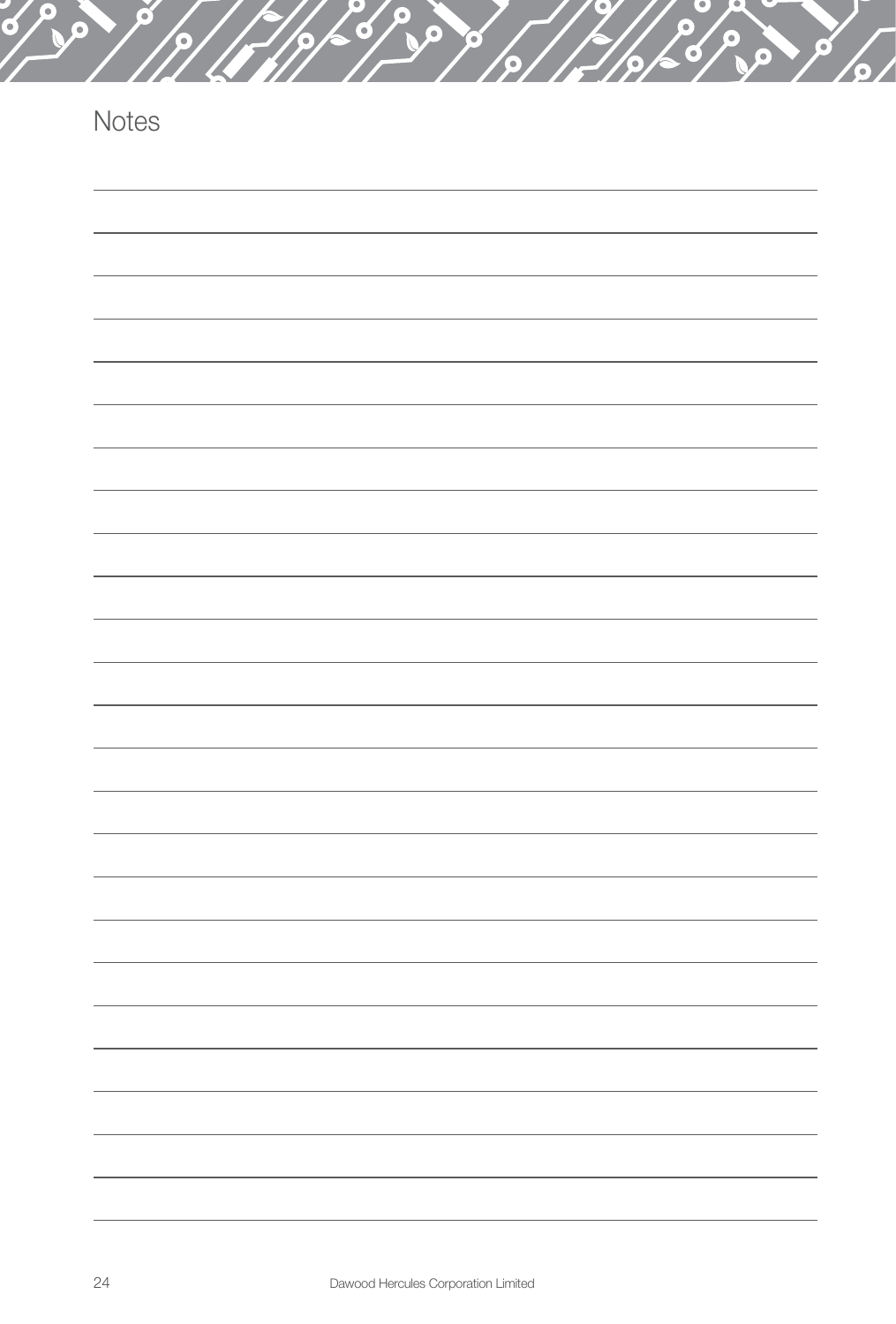# Notes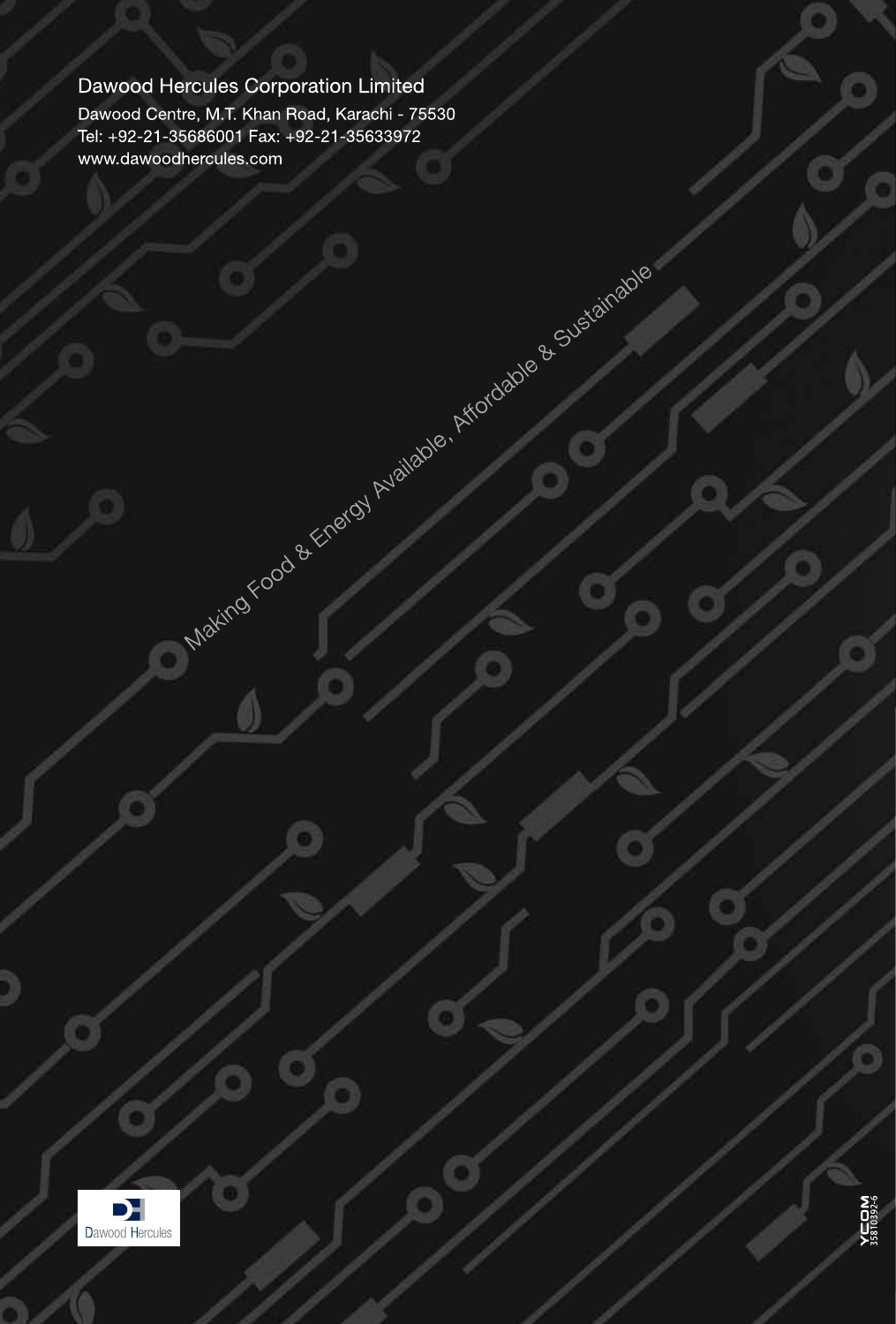Dawood Hercules Corporation Limited

Dawood Centre, M.T. Khan Road, Karachi - 75530

Tel: +92-21-35686001 Fax: +92-21-35633972

www.dawoodhercules.com

Making Food & Energy Available, Affordable & Sustainable

Dawood Hercules